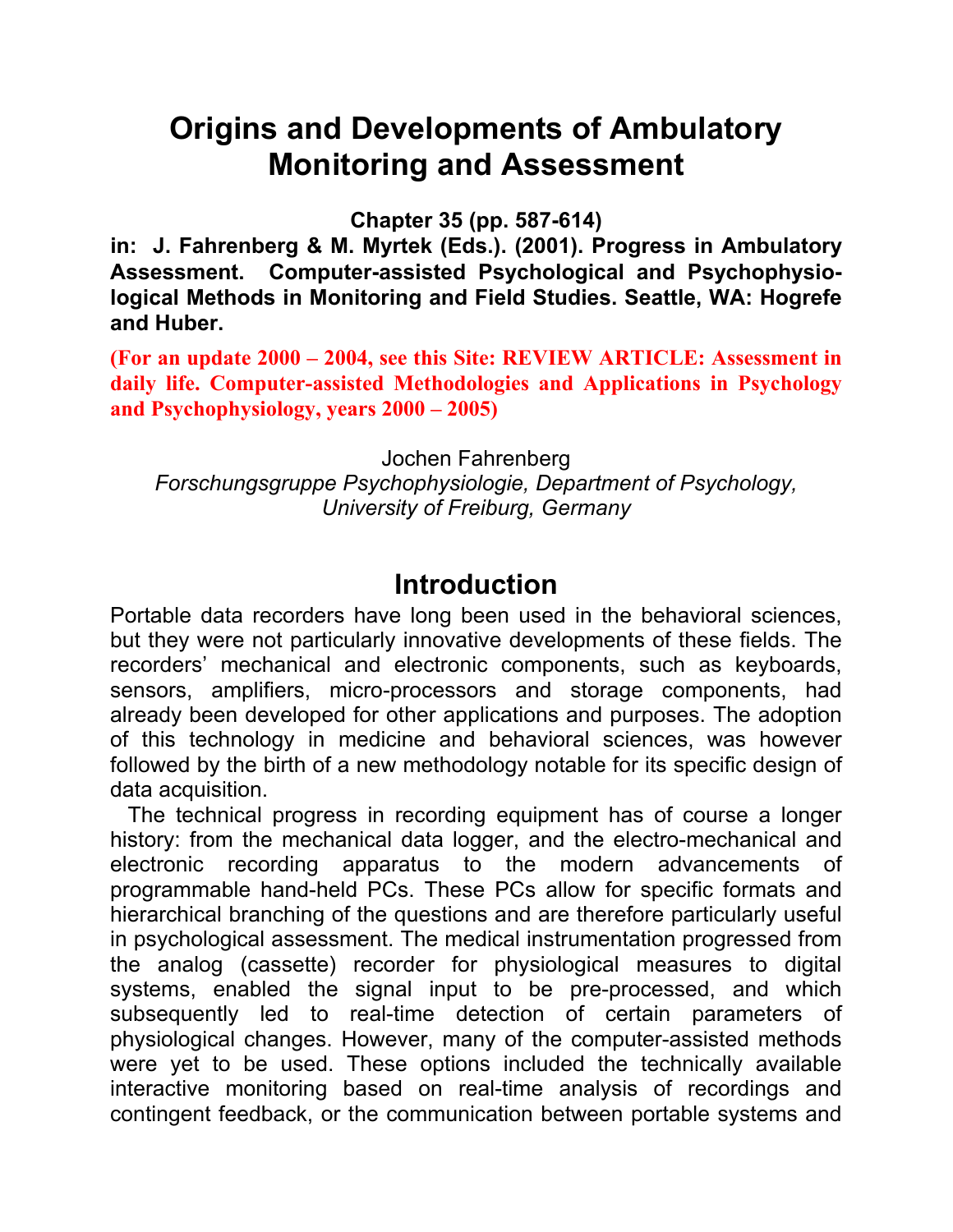# Origins and Developments of Ambulatory Monitoring and Assessment

**Chapter 35 (pp. 587-614)**

**in: J. Fahrenberg & M. Myrtek (Eds.). (2001). Progress in Ambulatory Assessment. Computer-assisted Psychological and Psychophysiological Methods in Monitoring and Field Studies. Seattle, WA: Hogrefe and Huber.**

**(For an update 2000 – 2004, see this Site: REVIEW ARTICLE: Assessment in daily life. Computer-assisted Methodologies and Applications in Psychology and Psychophysiology, years 2000 – 2005)**

Jochen Fahrenberg

*Forschungsgruppe Psychophysiologie, Department of Psychology, University of Freiburg, Germany*

## Introduction

Portable data recorders have long been used in the behavioral sciences, but they were not particularly innovative developments of these fields. The recorders' mechanical and electronic components, such as keyboards, sensors, amplifiers, micro-processors and storage components, had already been developed for other applications and purposes. The adoption of this technology in medicine and behavioral sciences, was however followed by the birth of a new methodology notable for its specific design of data acquisition.

The technical progress in recording equipment has of course a longer history: from the mechanical data logger, and the electro-mechanical and electronic recording apparatus to the modern advancements of programmable hand-held PCs. These PCs allow for specific formats and hierarchical branching of the questions and are therefore particularly useful in psychological assessment. The medical instrumentation progressed from the analog (cassette) recorder for physiological measures to digital systems, enabled the signal input to be pre-processed, and which subsequently led to real-time detection of certain parameters of physiological changes. However, many of the computer-assisted methods were yet to be used. These options included the technically available interactive monitoring based on real-time analysis of recordings and contingent feedback, or the communication between portable systems and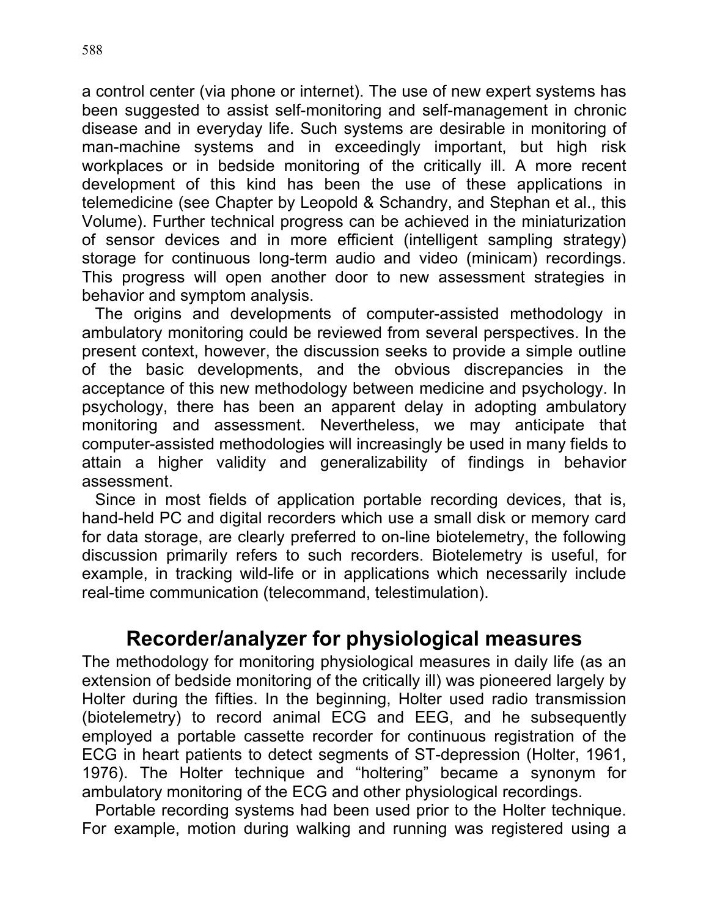a control center (via phone or internet). The use of new expert systems has been suggested to assist self-monitoring and self-management in chronic disease and in everyday life. Such systems are desirable in monitoring of man-machine systems and in exceedingly important, but high risk workplaces or in bedside monitoring of the critically ill. A more recent development of this kind has been the use of these applications in telemedicine (see Chapter by Leopold & Schandry, and Stephan et al., this Volume). Further technical progress can be achieved in the miniaturization of sensor devices and in more efficient (intelligent sampling strategy) storage for continuous long-term audio and video (minicam) recordings. This progress will open another door to new assessment strategies in behavior and symptom analysis.

The origins and developments of computer-assisted methodology in ambulatory monitoring could be reviewed from several perspectives. In the present context, however, the discussion seeks to provide a simple outline of the basic developments, and the obvious discrepancies in the acceptance of this new methodology between medicine and psychology. In psychology, there has been an apparent delay in adopting ambulatory monitoring and assessment. Nevertheless, we may anticipate that computer-assisted methodologies will increasingly be used in many fields to attain a higher validity and generalizability of findings in behavior assessment.

Since in most fields of application portable recording devices, that is, hand-held PC and digital recorders which use a small disk or memory card for data storage, are clearly preferred to on-line biotelemetry, the following discussion primarily refers to such recorders. Biotelemetry is useful, for example, in tracking wild-life or in applications which necessarily include real-time communication (telecommand, telestimulation).

## Recorder/analyzer for physiological measures

The methodology for monitoring physiological measures in daily life (as an extension of bedside monitoring of the critically ill) was pioneered largely by Holter during the fifties. In the beginning, Holter used radio transmission (biotelemetry) to record animal ECG and EEG, and he subsequently employed a portable cassette recorder for continuous registration of the ECG in heart patients to detect segments of ST-depression (Holter, 1961, 1976). The Holter technique and “holtering” became a synonym for ambulatory monitoring of the ECG and other physiological recordings.

Portable recording systems had been used prior to the Holter technique. For example, motion during walking and running was registered using a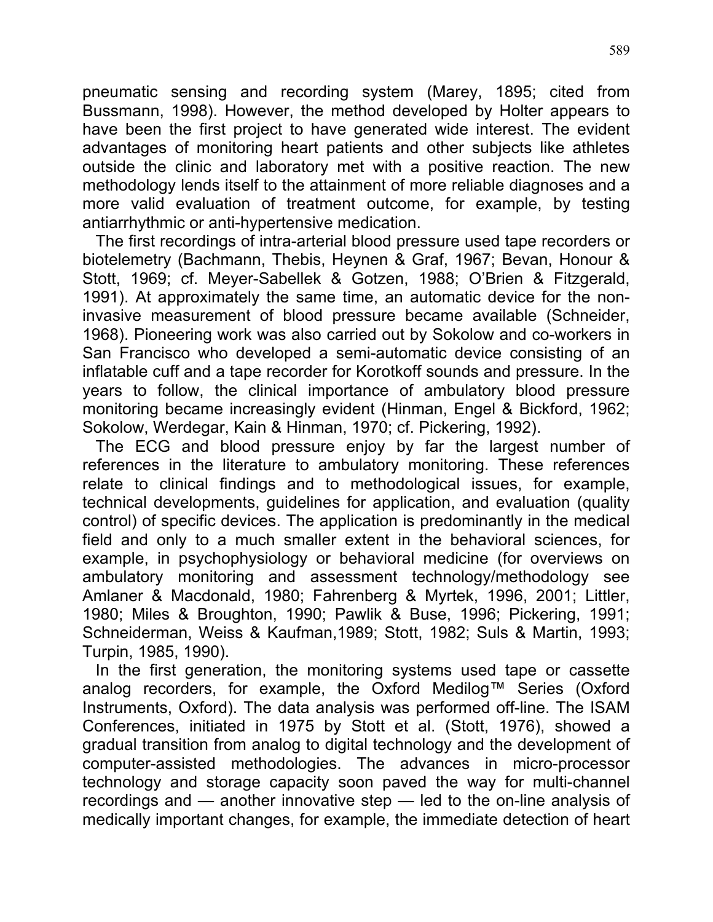pneumatic sensing and recording system (Marey, 1895; cited from Bussmann, 1998). However, the method developed by Holter appears to have been the first project to have generated wide interest. The evident advantages of monitoring heart patients and other subjects like athletes outside the clinic and laboratory met with a positive reaction. The new methodology lends itself to the attainment of more reliable diagnoses and a more valid evaluation of treatment outcome, for example, by testing antiarrhythmic or anti-hypertensive medication.

The first recordings of intra-arterial blood pressure used tape recorders or biotelemetry (Bachmann, Thebis, Heynen & Graf, 1967; Bevan, Honour & Stott, 1969; cf. Meyer-Sabellek & Gotzen, 1988; O'Brien & Fitzgerald, 1991). At approximately the same time, an automatic device for the non-invasive measurement of blood pressure became available (Schneider, 1968). Pioneering work was also carried out by Sokolow and co-workers in San Francisco who developed a semi-automatic device consisting of an inflatable cuff and a tape recorder for Korotkoff sounds and pressure. In the years to follow, the clinical importance of ambulatory blood pressure monitoring became increasingly evident (Hinman, Engel & Bickford, 1962; Sokolow, Werdegar, Kain & Hinman, 1970; cf. Pickering, 1992).

The ECG and blood pressure enjoy by far the largest number of references in the literature to ambulatory monitoring. These references relate to clinical findings and to methodological issues, for example, technical developments, guidelines for application, and evaluation (quality control) of specific devices. The application is predominantly in the medical field and only to a much smaller extent in the behavioral sciences, for example, in psychophysiology or behavioral medicine (for overviews on ambulatory monitoring and assessment technology/methodology see Amlaner & Macdonald, 1980; Fahrenberg & Myrtek, 1996, 2001; Littler, 1980; Miles & Broughton, 1990; Pawlik & Buse, 1996; Pickering, 1991; Schneiderman, Weiss & Kaufman,1989; Stott, 1982; Suls & Martin, 1993; Turpin, 1985, 1990).

In the first generation, the monitoring systems used tape or cassette analog recorders, for example, the Oxford Medilog™ Series (Oxford Instruments, Oxford). The data analysis was performed off-line. The ISAM Conferences, initiated in 1975 by Stott et al. (Stott, 1976), showed a gradual transition from analog to digital technology and the development of computer-assisted methodologies. The advances in micro-processor technology and storage capacity soon paved the way for multi-channel recordings and — another innovative step — led to the on-line analysis of medically important changes, for example, the immediate detection of heart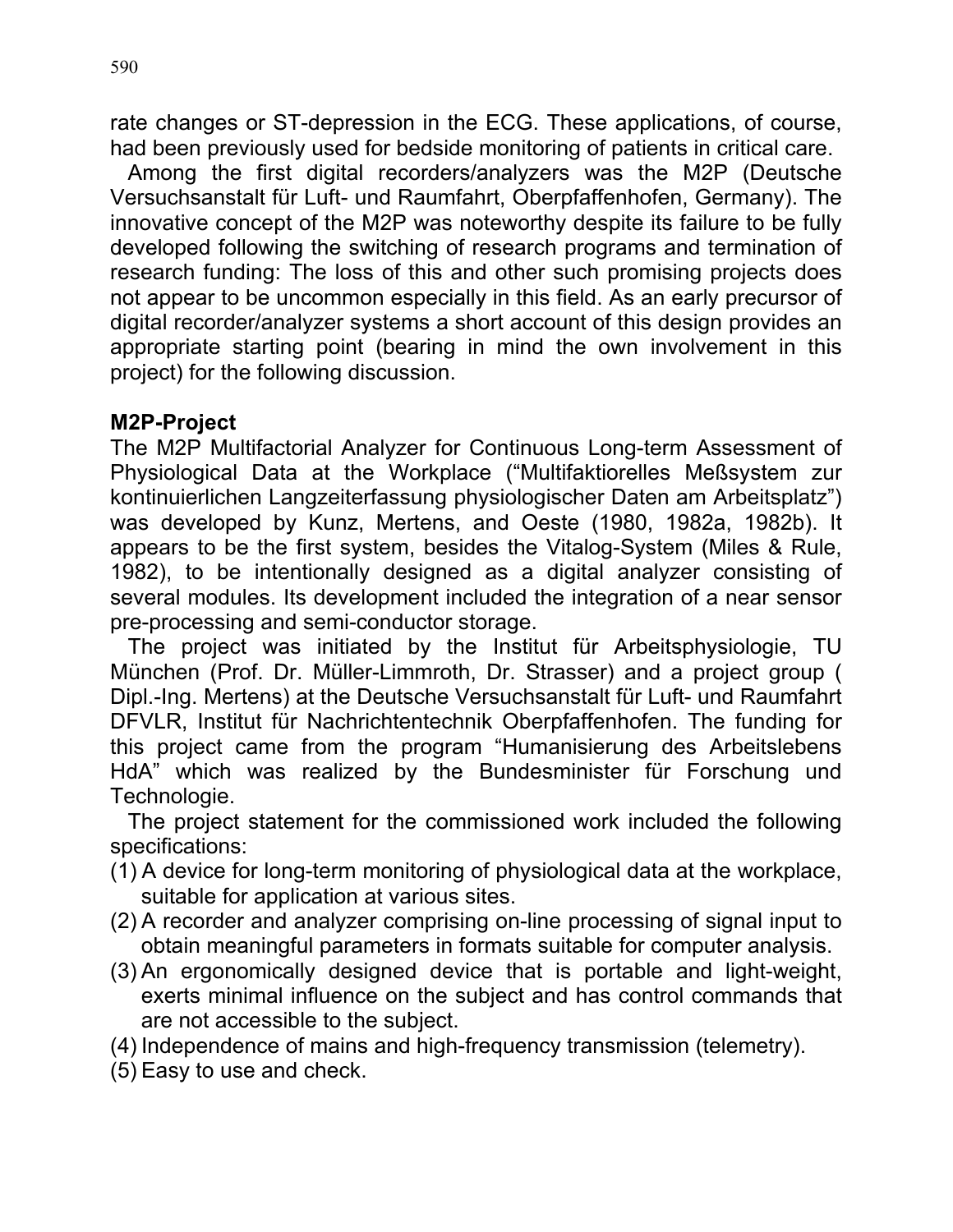rate changes or ST-depression in the ECG. These applications, of course, had been previously used for bedside monitoring of patients in critical care.

Among the first digital recorders/analyzers was the M2P (Deutsche Versuchsanstalt für Luft- und Raumfahrt, Oberpfaffenhofen, Germany). The innovative concept of the M2P was noteworthy despite its failure to be fully developed following the switching of research programs and termination of research funding: The loss of this and other such promising projects does not appear to be uncommon especially in this field. As an early precursor of digital recorder/analyzer systems a short account of this design provides an appropriate starting point (bearing in mind the own involvement in this project) for the following discussion.

**M2P-Project**

The M2P Multifactorial Analyzer for Continuous Long-term Assessment of Physiological Data at the Workplace ("Multifaktiorelles Meßsystem zur kontinuierlichen Langzeiterfassung physiologischer Daten am Arbeitsplatz") was developed by Kunz, Mertens, and Oeste (1980, 1982a, 1982b). It appears to be the first system, besides the Vitalog-System (Miles & Rule, 1982), to be intentionally designed as a digital analyzer consisting of several modules. Its development included the integration of a near sensor pre-processing and semi-conductor storage.

The project was initiated by the Institut für Arbeitsphysiologie, TU München (Prof. Dr. Müller-Limmroth, Dr. Strasser) and a project group ( Dipl.-Ing. Mertens) at the Deutsche Versuchsanstalt für Luft- und Raumfahrt DFVLR, Institut für Nachrichtentechnik Oberpfaffenhofen. The funding for this project came from the program "Humanisierung des Arbeitslebens HdA" which was realized by the Bundesminister für Forschung und Technologie.

The project statement for the commissioned work included the following specifications:

(1) A device for long-term monitoring of physiological data at the workplace, suitable for application at various sites.
(2) A recorder and analyzer comprising on-line processing of signal input to obtain meaningful parameters in formats suitable for computer analysis.
(3) An ergonomically designed device that is portable and light-weight, exerts minimal influence on the subject and has control commands that are not accessible to the subject.
(4) Independence of mains and high-frequency transmission (telemetry).
(5) Easy to use and check.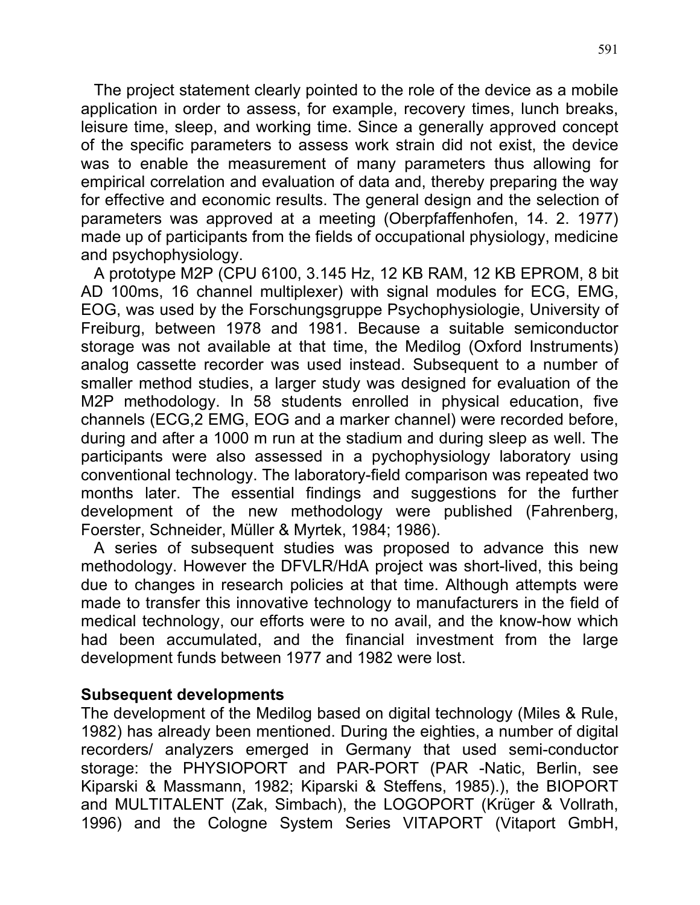The project statement clearly pointed to the role of the device as a mobile application in order to assess, for example, recovery times, lunch breaks, leisure time, sleep, and working time. Since a generally approved concept of the specific parameters to assess work strain did not exist, the device was to enable the measurement of many parameters thus allowing for empirical correlation and evaluation of data and, thereby preparing the way for effective and economic results. The general design and the selection of parameters was approved at a meeting (Oberpfaffenhofen, 14. 2. 1977) made up of participants from the fields of occupational physiology, medicine and psychophysiology.

A prototype M2P (CPU 6100, 3.145 Hz, 12 KB RAM, 12 KB EPROM, 8 bit AD 100ms, 16 channel multiplexer) with signal modules for ECG, EMG, EOG, was used by the Forschungsgruppe Psychophysiologie, University of Freiburg, between 1978 and 1981. Because a suitable semiconductor storage was not available at that time, the Medilog (Oxford Instruments) analog cassette recorder was used instead. Subsequent to a number of smaller method studies, a larger study was designed for evaluation of the M2P methodology. In 58 students enrolled in physical education, five channels (ECG,2 EMG, EOG and a marker channel) were recorded before, during and after a 1000 m run at the stadium and during sleep as well. The participants were also assessed in a pychophysiology laboratory using conventional technology. The laboratory-field comparison was repeated two months later. The essential findings and suggestions for the further development of the new methodology were published (Fahrenberg, Foerster, Schneider, Müller & Myrtek, 1984; 1986).

A series of subsequent studies was proposed to advance this new methodology. However the DFVLR/HdA project was short-lived, this being due to changes in research policies at that time. Although attempts were made to transfer this innovative technology to manufacturers in the field of medical technology, our efforts were to no avail, and the know-how which had been accumulated, and the financial investment from the large development funds between 1977 and 1982 were lost.

## Subsequent developments

The development of the Medilog based on digital technology (Miles & Rule, 1982) has already been mentioned. During the eighties, a number of digital recorders/ analyzers emerged in Germany that used semi-conductor storage: the PHYSIOPORT and PAR-PORT (PAR -Natic, Berlin, see Kiparski & Massmann, 1982; Kiparski & Steffens, 1985).), the BIOPORT and MULTITALENT (Zak, Simbach), the LOGOPORT (Krüger & Vollrath, 1996) and the Cologne System Series VITAPORT (Vitaport GmbH,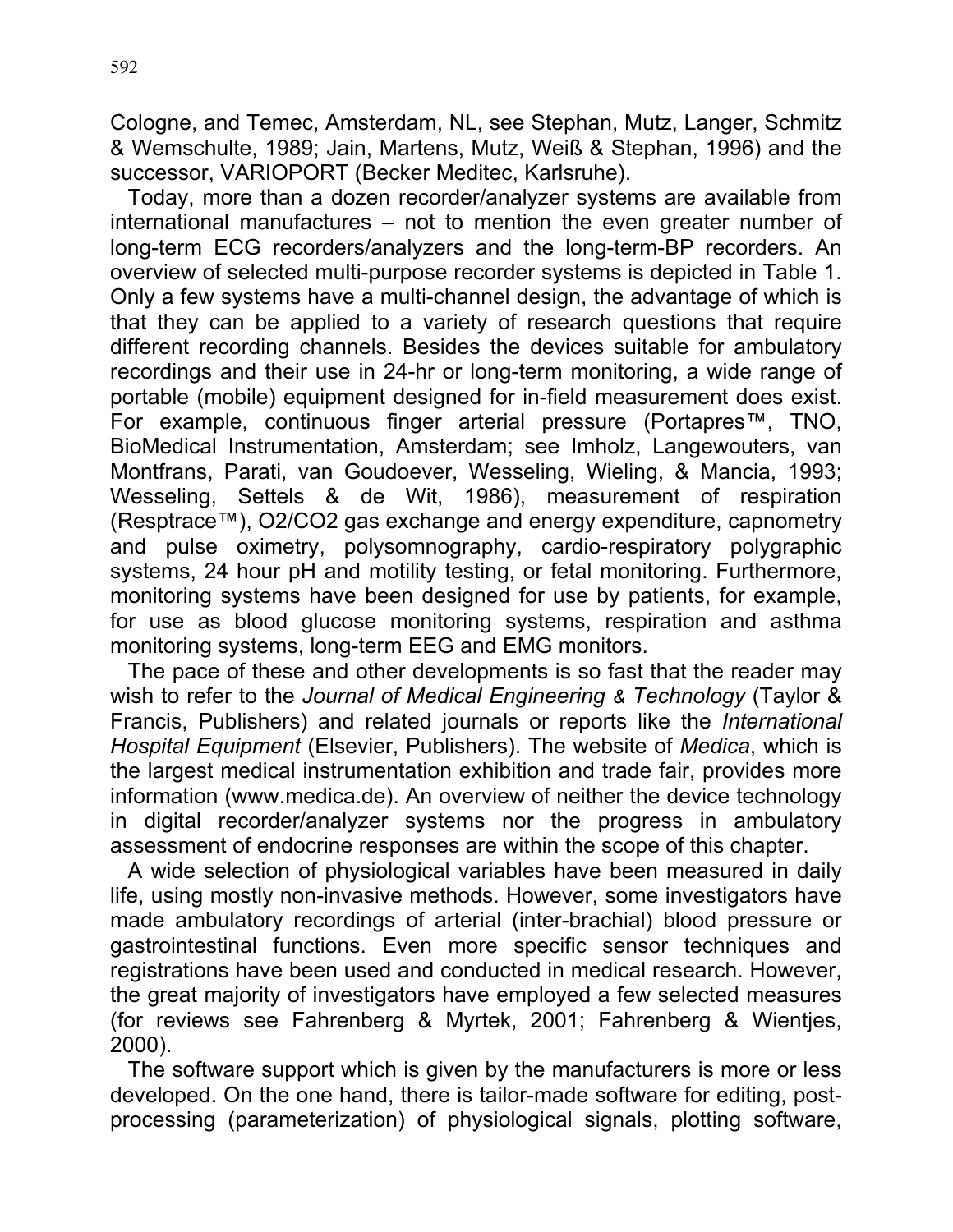Cologne, and Temec, Amsterdam, NL, see Stephan, Mutz, Langer, Schmitz & Wemschulte, 1989; Jain, Martens, Mutz, Weiß & Stephan, 1996) and the successor, VARIOPORT (Becker Meditec, Karlsruhe).

Today, more than a dozen recorder/analyzer systems are available from international manufactures – not to mention the even greater number of long-term ECG recorders/analyzers and the long-term-BP recorders. An overview of selected multi-purpose recorder systems is depicted in Table 1. Only a few systems have a multi-channel design, the advantage of which is that they can be applied to a variety of research questions that require different recording channels. Besides the devices suitable for ambulatory recordings and their use in 24-hr or long-term monitoring, a wide range of portable (mobile) equipment designed for in-field measurement does exist. For example, continuous finger arterial pressure (Portapres™, TNO, BioMedical Instrumentation, Amsterdam; see Imholz, Langewouters, van Montfrans, Parati, van Goudoever, Wesseling, Wieling, & Mancia, 1993; Wesseling, Settels & de Wit, 1986), measurement of respiration (Resptrace™), O2/CO2 gas exchange and energy expenditure, capnometry and pulse oximetry, polysomnography, cardio-respiratory polygraphic systems, 24 hour pH and motility testing, or fetal monitoring. Furthermore, monitoring systems have been designed for use by patients, for example, for use as blood glucose monitoring systems, respiration and asthma monitoring systems, long-term EEG and EMG monitors.

The pace of these and other developments is so fast that the reader may wish to refer to the *Journal of Medical Engineering & Technology* (Taylor & Francis, Publishers) and related journals or reports like the *International Hospital Equipment* (Elsevier, Publishers). The website of *Medica*, which is the largest medical instrumentation exhibition and trade fair, provides more information (www.medica.de). An overview of neither the device technology in digital recorder/analyzer systems nor the progress in ambulatory assessment of endocrine responses are within the scope of this chapter.

A wide selection of physiological variables have been measured in daily life, using mostly non-invasive methods. However, some investigators have made ambulatory recordings of arterial (inter-brachial) blood pressure or gastrointestinal functions. Even more specific sensor techniques and registrations have been used and conducted in medical research. However, the great majority of investigators have employed a few selected measures (for reviews see Fahrenberg & Myrtek, 2001; Fahrenberg & Wientjes, 2000).

The software support which is given by the manufacturers is more or less developed. On the one hand, there is tailor-made software for editing, post-processing (parameterization) of physiological signals, plotting software,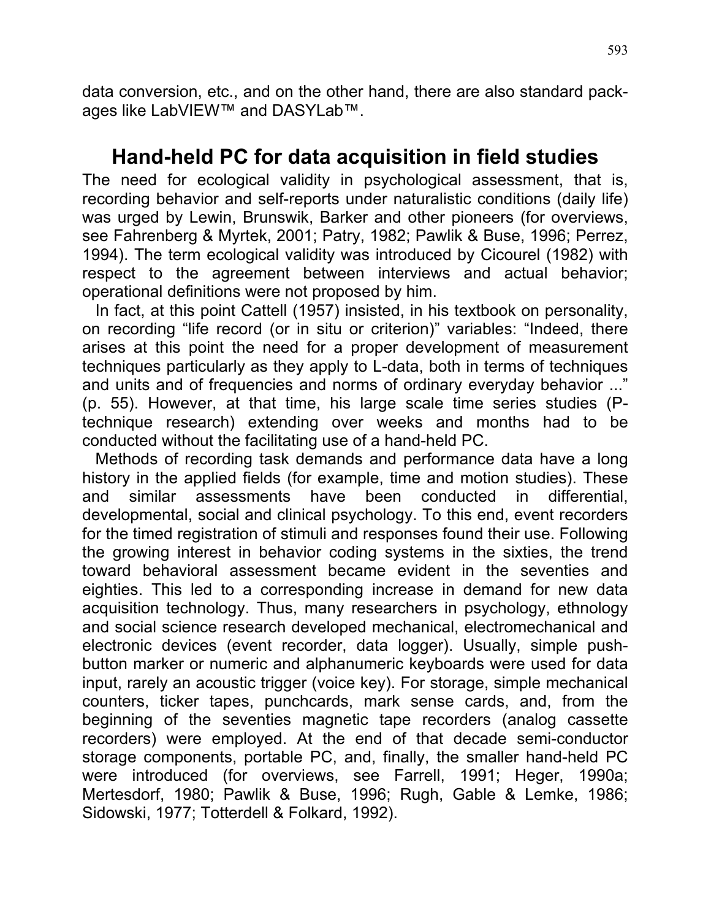data conversion, etc., and on the other hand, there are also standard packages like LabVIEW™ and DASYLab™.

## Hand-held PC for data acquisition in field studies

The need for ecological validity in psychological assessment, that is, recording behavior and self-reports under naturalistic conditions (daily life) was urged by Lewin, Brunswik, Barker and other pioneers (for overviews, see Fahrenberg & Myrtek, 2001; Patry, 1982; Pawlik & Buse, 1996; Perrez, 1994). The term ecological validity was introduced by Cicourel (1982) with respect to the agreement between interviews and actual behavior; operational definitions were not proposed by him.

In fact, at this point Cattell (1957) insisted, in his textbook on personality, on recording "life record (or in situ or criterion)" variables: "Indeed, there arises at this point the need for a proper development of measurement techniques particularly as they apply to L-data, both in terms of techniques and units and of frequencies and norms of ordinary everyday behavior ..." (p. 55). However, at that time, his large scale time series studies (P-technique research) extending over weeks and months had to be conducted without the facilitating use of a hand-held PC.

Methods of recording task demands and performance data have a long history in the applied fields (for example, time and motion studies). These and similar assessments have been conducted in differential, developmental, social and clinical psychology. To this end, event recorders for the timed registration of stimuli and responses found their use. Following the growing interest in behavior coding systems in the sixties, the trend toward behavioral assessment became evident in the seventies and eighties. This led to a corresponding increase in demand for new data acquisition technology. Thus, many researchers in psychology, ethnology and social science research developed mechanical, electromechanical and electronic devices (event recorder, data logger). Usually, simple push-button marker or numeric and alphanumeric keyboards were used for data input, rarely an acoustic trigger (voice key). For storage, simple mechanical counters, ticker tapes, punchcards, mark sense cards, and, from the beginning of the seventies magnetic tape recorders (analog cassette recorders) were employed. At the end of that decade semi-conductor storage components, portable PC, and, finally, the smaller hand-held PC were introduced (for overviews, see Farrell, 1991; Heger, 1990a; Mertesdorf, 1980; Pawlik & Buse, 1996; Rugh, Gable & Lemke, 1986; Sidowski, 1977; Totterdell & Folkard, 1992).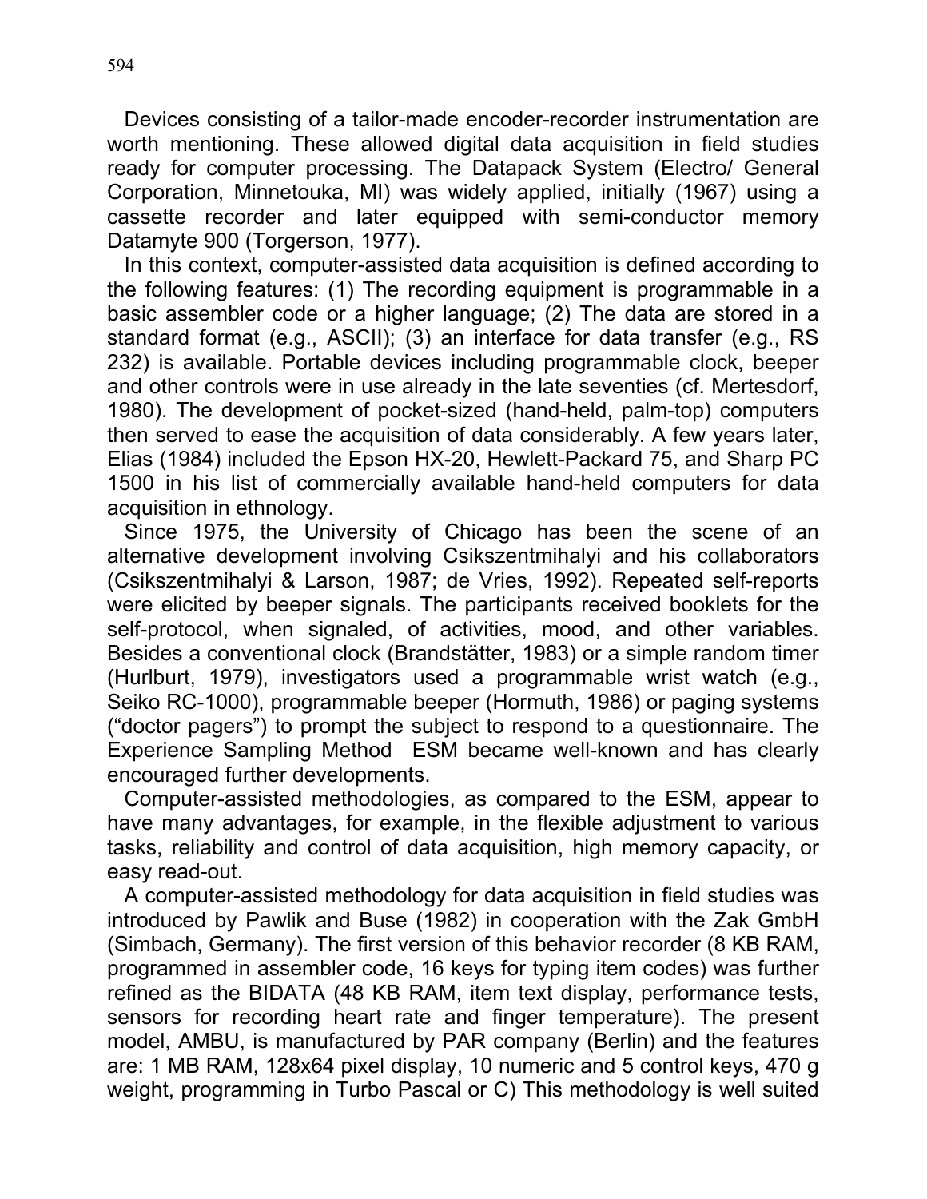Devices consisting of a tailor-made encoder-recorder instrumentation are worth mentioning. These allowed digital data acquisition in field studies ready for computer processing. The Datapack System (Electro/ General Corporation, Minnetouka, MI) was widely applied, initially (1967) using a cassette recorder and later equipped with semi-conductor memory Datamyte 900 (Torgerson, 1977).

In this context, computer-assisted data acquisition is defined according to the following features: (1) The recording equipment is programmable in a basic assembler code or a higher language; (2) The data are stored in a standard format (e.g., ASCII); (3) an interface for data transfer (e.g., RS 232) is available. Portable devices including programmable clock, beeper and other controls were in use already in the late seventies (cf. Mertesdorf, 1980). The development of pocket-sized (hand-held, palm-top) computers then served to ease the acquisition of data considerably. A few years later, Elias (1984) included the Epson HX-20, Hewlett-Packard 75, and Sharp PC 1500 in his list of commercially available hand-held computers for data acquisition in ethnology.

Since 1975, the University of Chicago has been the scene of an alternative development involving Csikszentmihalyi and his collaborators (Csikszentmihalyi & Larson, 1987; de Vries, 1992). Repeated self-reports were elicited by beeper signals. The participants received booklets for the self-protocol, when signaled, of activities, mood, and other variables. Besides a conventional clock (Brandstätter, 1983) or a simple random timer (Hurlburt, 1979), investigators used a programmable wrist watch (e.g., Seiko RC-1000), programmable beeper (Hormuth, 1986) or paging systems ("doctor pagers") to prompt the subject to respond to a questionnaire. The Experience Sampling Method ESM became well-known and has clearly encouraged further developments.

Computer-assisted methodologies, as compared to the ESM, appear to have many advantages, for example, in the flexible adjustment to various tasks, reliability and control of data acquisition, high memory capacity, or easy read-out.

A computer-assisted methodology for data acquisition in field studies was introduced by Pawlik and Buse (1982) in cooperation with the Zak GmbH (Simbach, Germany). The first version of this behavior recorder (8 KB RAM, programmed in assembler code, 16 keys for typing item codes) was further refined as the BIDATA (48 KB RAM, item text display, performance tests, sensors for recording heart rate and finger temperature). The present model, AMBU, is manufactured by PAR company (Berlin) and the features are: 1 MB RAM, 128x64 pixel display, 10 numeric and 5 control keys, 470 g weight, programming in Turbo Pascal or C) This methodology is well suited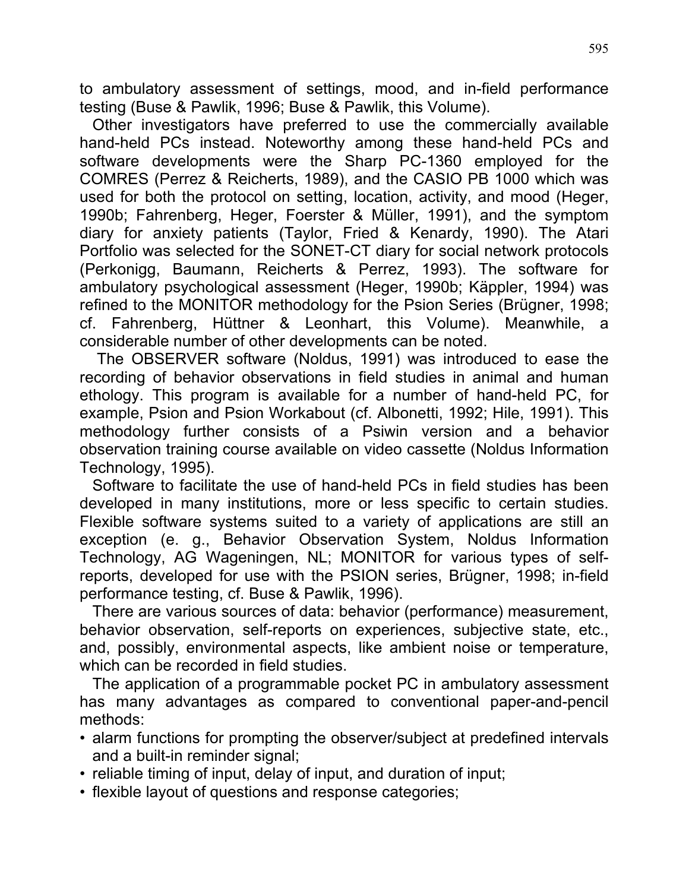to ambulatory assessment of settings, mood, and in-field performance testing (Buse & Pawlik, 1996; Buse & Pawlik, this Volume).

Other investigators have preferred to use the commercially available hand-held PCs instead. Noteworthy among these hand-held PCs and software developments were the Sharp PC-1360 employed for the COMRES (Perrez & Reicherts, 1989), and the CASIO PB 1000 which was used for both the protocol on setting, location, activity, and mood (Heger, 1990b; Fahrenberg, Heger, Foerster & Müller, 1991), and the symptom diary for anxiety patients (Taylor, Fried & Kenardy, 1990). The Atari Portfolio was selected for the SONET-CT diary for social network protocols (Perkonigg, Baumann, Reicherts & Perrez, 1993). The software for ambulatory psychological assessment (Heger, 1990b; Käppler, 1994) was refined to the MONITOR methodology for the Psion Series (Brügner, 1998; cf. Fahrenberg, Hüttner & Leonhart, this Volume). Meanwhile, a considerable number of other developments can be noted.

The OBSERVER software (Noldus, 1991) was introduced to ease the recording of behavior observations in field studies in animal and human ethology. This program is available for a number of hand-held PC, for example, Psion and Psion Workabout (cf. Albonetti, 1992; Hile, 1991). This methodology further consists of a Psiwin version and a behavior observation training course available on video cassette (Noldus Information Technology, 1995).

Software to facilitate the use of hand-held PCs in field studies has been developed in many institutions, more or less specific to certain studies. Flexible software systems suited to a variety of applications are still an exception (e. g., Behavior Observation System, Noldus Information Technology, AG Wageningen, NL; MONITOR for various types of self-reports, developed for use with the PSION series, Brügner, 1998; in-field performance testing, cf. Buse & Pawlik, 1996).

There are various sources of data: behavior (performance) measurement, behavior observation, self-reports on experiences, subjective state, etc., and, possibly, environmental aspects, like ambient noise or temperature, which can be recorded in field studies.

The application of a programmable pocket PC in ambulatory assessment has many advantages as compared to conventional paper-and-pencil methods:

- alarm functions for prompting the observer/subject at predefined intervals and a built-in reminder signal;
- reliable timing of input, delay of input, and duration of input;
- flexible layout of questions and response categories;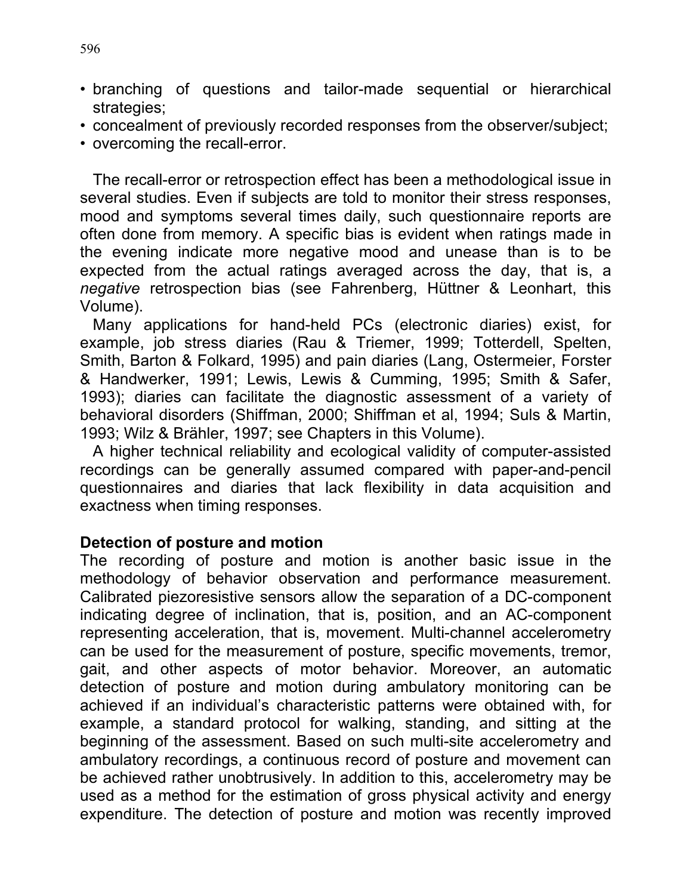- branching of questions and tailor-made sequential or hierarchical strategies;
- concealment of previously recorded responses from the observer/subject;
- overcoming the recall-error.

The recall-error or retrospection effect has been a methodological issue in several studies. Even if subjects are told to monitor their stress responses, mood and symptoms several times daily, such questionnaire reports are often done from memory. A specific bias is evident when ratings made in the evening indicate more negative mood and unease than is to be expected from the actual ratings averaged across the day, that is, a *negative* retrospection bias (see Fahrenberg, Hüttner & Leonhart, this Volume).

Many applications for hand-held PCs (electronic diaries) exist, for example, job stress diaries (Rau & Triemer, 1999; Totterdell, Spelten, Smith, Barton & Folkard, 1995) and pain diaries (Lang, Ostermeier, Forster & Handwerker, 1991; Lewis, Lewis & Cumming, 1995; Smith & Safer, 1993); diaries can facilitate the diagnostic assessment of a variety of behavioral disorders (Shiffman, 2000; Shiffman et al, 1994; Suls & Martin, 1993; Wilz & Brähler, 1997; see Chapters in this Volume).

A higher technical reliability and ecological validity of computer-assisted recordings can be generally assumed compared with paper-and-pencil questionnaires and diaries that lack flexibility in data acquisition and exactness when timing responses.

**Detection of posture and motion**

The recording of posture and motion is another basic issue in the methodology of behavior observation and performance measurement. Calibrated piezoresistive sensors allow the separation of a DC-component indicating degree of inclination, that is, position, and an AC-component representing acceleration, that is, movement. Multi-channel accelerometry can be used for the measurement of posture, specific movements, tremor, gait, and other aspects of motor behavior. Moreover, an automatic detection of posture and motion during ambulatory monitoring can be achieved if an individual's characteristic patterns were obtained with, for example, a standard protocol for walking, standing, and sitting at the beginning of the assessment. Based on such multi-site accelerometry and ambulatory recordings, a continuous record of posture and movement can be achieved rather unobtrusively. In addition to this, accelerometry may be used as a method for the estimation of gross physical activity and energy expenditure. The detection of posture and motion was recently improved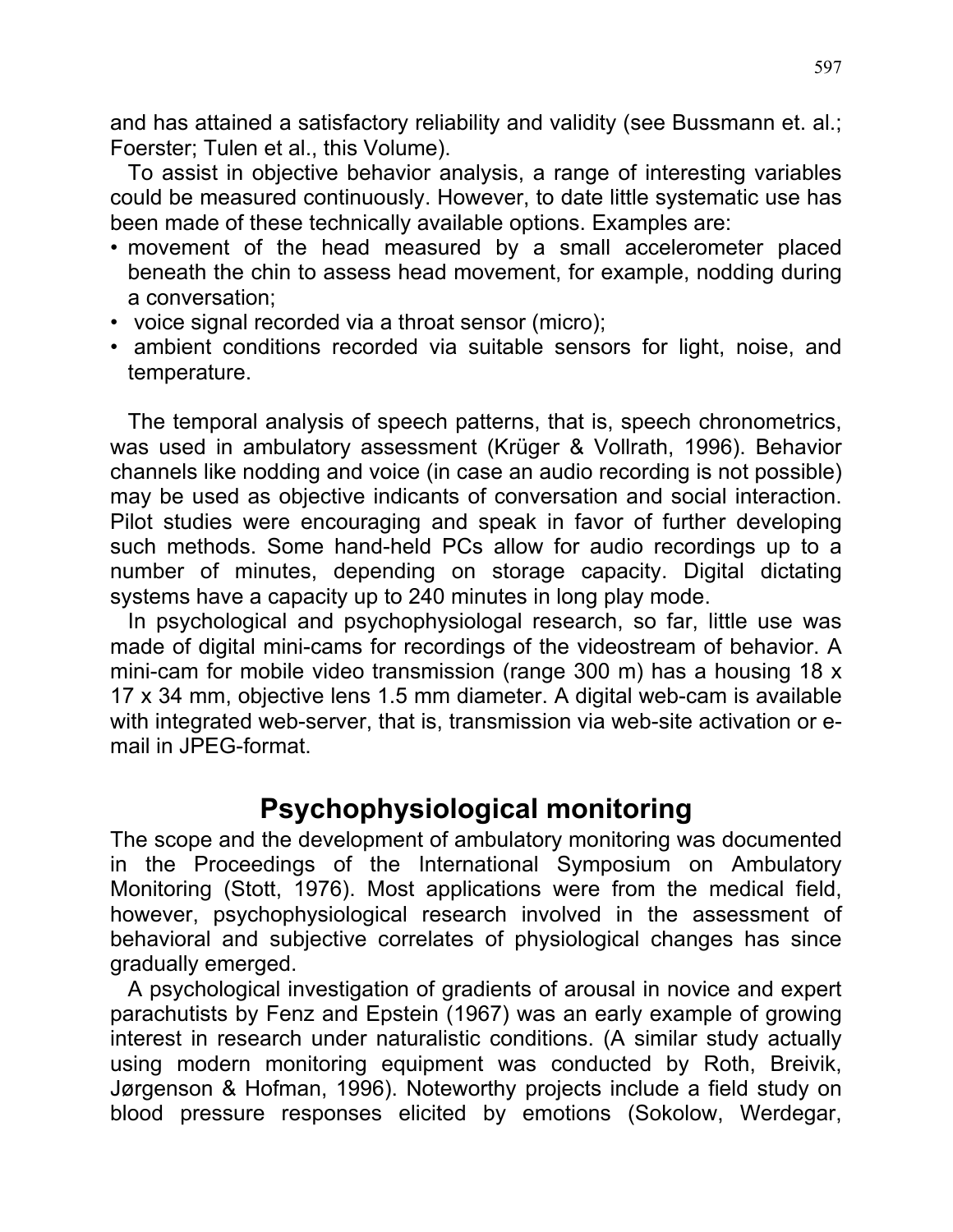and has attained a satisfactory reliability and validity (see Bussmann et. al.; Foerster; Tulen et al., this Volume).

To assist in objective behavior analysis, a range of interesting variables could be measured continuously. However, to date little systematic use has been made of these technically available options. Examples are:

- movement of the head measured by a small accelerometer placed beneath the chin to assess head movement, for example, nodding during a conversation;
- voice signal recorded via a throat sensor (micro);
- ambient conditions recorded via suitable sensors for light, noise, and temperature.

The temporal analysis of speech patterns, that is, speech chronometrics, was used in ambulatory assessment (Krüger & Vollrath, 1996). Behavior channels like nodding and voice (in case an audio recording is not possible) may be used as objective indicants of conversation and social interaction. Pilot studies were encouraging and speak in favor of further developing such methods. Some hand-held PCs allow for audio recordings up to a number of minutes, depending on storage capacity. Digital dictating systems have a capacity up to 240 minutes in long play mode.

In psychological and psychophysiologal research, so far, little use was made of digital mini-cams for recordings of the videostream of behavior. A mini-cam for mobile video transmission (range 300 m) has a housing 18 x 17 x 34 mm, objective lens 1.5 mm diameter. A digital web-cam is available with integrated web-server, that is, transmission via web-site activation or e-mail in JPEG-format.

## Psychophysiological monitoring

The scope and the development of ambulatory monitoring was documented in the Proceedings of the International Symposium on Ambulatory Monitoring (Stott, 1976). Most applications were from the medical field, however, psychophysiological research involved in the assessment of behavioral and subjective correlates of physiological changes has since gradually emerged.

A psychological investigation of gradients of arousal in novice and expert parachutists by Fenz and Epstein (1967) was an early example of growing interest in research under naturalistic conditions. (A similar study actually using modern monitoring equipment was conducted by Roth, Breivik, Jørgenson & Hofman, 1996). Noteworthy projects include a field study on blood pressure responses elicited by emotions (Sokolow, Werdegar,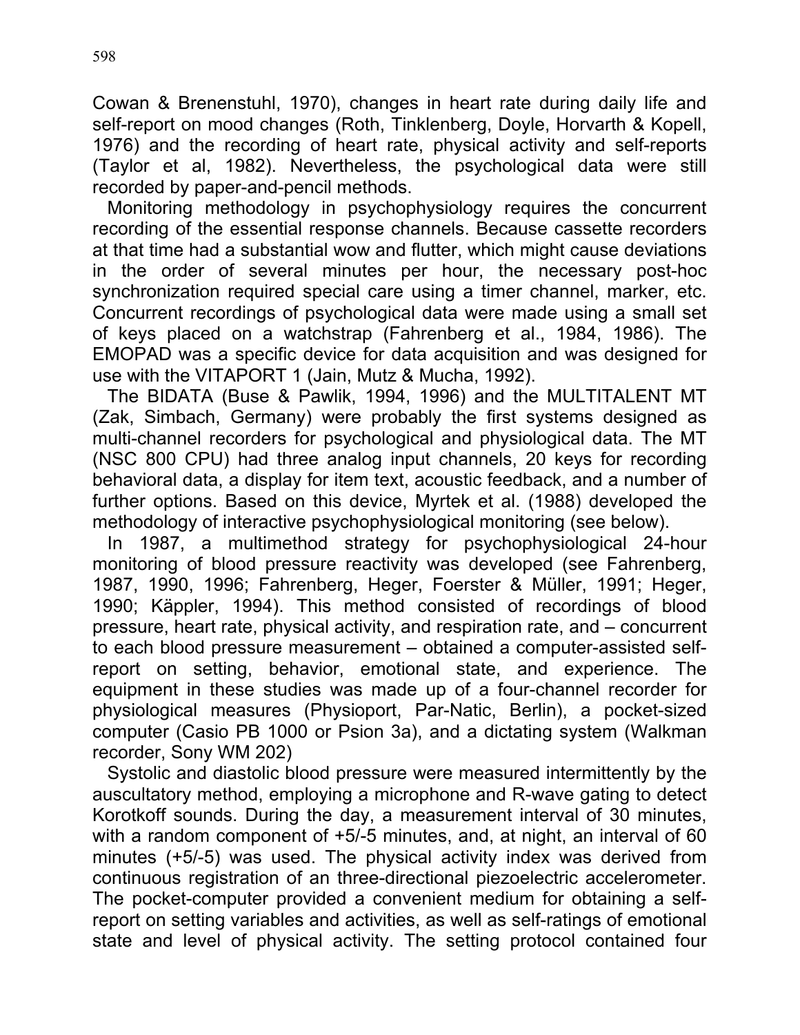Cowan & Brenenstuhl, 1970), changes in heart rate during daily life and self-report on mood changes (Roth, Tinklenberg, Doyle, Horvarth & Kopell, 1976) and the recording of heart rate, physical activity and self-reports (Taylor et al, 1982). Nevertheless, the psychological data were still recorded by paper-and-pencil methods.

Monitoring methodology in psychophysiology requires the concurrent recording of the essential response channels. Because cassette recorders at that time had a substantial wow and flutter, which might cause deviations in the order of several minutes per hour, the necessary post-hoc synchronization required special care using a timer channel, marker, etc. Concurrent recordings of psychological data were made using a small set of keys placed on a watchstrap (Fahrenberg et al., 1984, 1986). The EMOPAD was a specific device for data acquisition and was designed for use with the VITAPORT 1 (Jain, Mutz & Mucha, 1992).

The BIDATA (Buse & Pawlik, 1994, 1996) and the MULTITALENT MT (Zak, Simbach, Germany) were probably the first systems designed as multi-channel recorders for psychological and physiological data. The MT (NSC 800 CPU) had three analog input channels, 20 keys for recording behavioral data, a display for item text, acoustic feedback, and a number of further options. Based on this device, Myrtek et al. (1988) developed the methodology of interactive psychophysiological monitoring (see below).

In 1987, a multimethod strategy for psychophysiological 24-hour monitoring of blood pressure reactivity was developed (see Fahrenberg, 1987, 1990, 1996; Fahrenberg, Heger, Foerster & Müller, 1991; Heger, 1990; Käppler, 1994). This method consisted of recordings of blood pressure, heart rate, physical activity, and respiration rate, and – concurrent to each blood pressure measurement – obtained a computer-assisted self-report on setting, behavior, emotional state, and experience. The equipment in these studies was made up of a four-channel recorder for physiological measures (Physioport, Par-Natic, Berlin), a pocket-sized computer (Casio PB 1000 or Psion 3a), and a dictating system (Walkman recorder, Sony WM 202)

Systolic and diastolic blood pressure were measured intermittently by the auscultatory method, employing a microphone and R-wave gating to detect Korotkoff sounds. During the day, a measurement interval of 30 minutes, with a random component of +5/-5 minutes, and, at night, an interval of 60 minutes (+5/-5) was used. The physical activity index was derived from continuous registration of an three-directional piezoelectric accelerometer. The pocket-computer provided a convenient medium for obtaining a self-report on setting variables and activities, as well as self-ratings of emotional state and level of physical activity. The setting protocol contained four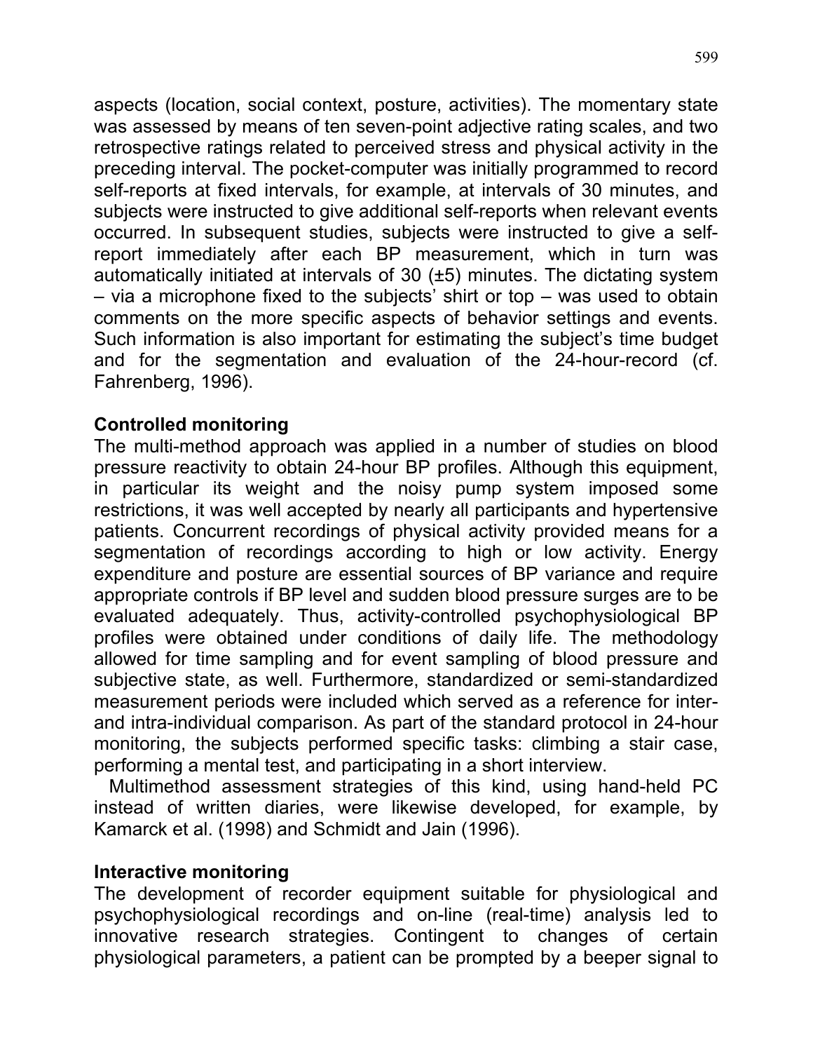aspects (location, social context, posture, activities). The momentary state was assessed by means of ten seven-point adjective rating scales, and two retrospective ratings related to perceived stress and physical activity in the preceding interval. The pocket-computer was initially programmed to record self-reports at fixed intervals, for example, at intervals of 30 minutes, and subjects were instructed to give additional self-reports when relevant events occurred. In subsequent studies, subjects were instructed to give a self-report immediately after each BP measurement, which in turn was automatically initiated at intervals of 30 (±5) minutes. The dictating system – via a microphone fixed to the subjects' shirt or top – was used to obtain comments on the more specific aspects of behavior settings and events. Such information is also important for estimating the subject's time budget and for the segmentation and evaluation of the 24-hour-record (cf. Fahrenberg, 1996).

## Controlled monitoring

The multi-method approach was applied in a number of studies on blood pressure reactivity to obtain 24-hour BP profiles. Although this equipment, in particular its weight and the noisy pump system imposed some restrictions, it was well accepted by nearly all participants and hypertensive patients. Concurrent recordings of physical activity provided means for a segmentation of recordings according to high or low activity. Energy expenditure and posture are essential sources of BP variance and require appropriate controls if BP level and sudden blood pressure surges are to be evaluated adequately. Thus, activity-controlled psychophysiological BP profiles were obtained under conditions of daily life. The methodology allowed for time sampling and for event sampling of blood pressure and subjective state, as well. Furthermore, standardized or semi-standardized measurement periods were included which served as a reference for inter- and intra-individual comparison. As part of the standard protocol in 24-hour monitoring, the subjects performed specific tasks: climbing a stair case, performing a mental test, and participating in a short interview.

Multimethod assessment strategies of this kind, using hand-held PC instead of written diaries, were likewise developed, for example, by Kamarck et al. (1998) and Schmidt and Jain (1996).

## Interactive monitoring

The development of recorder equipment suitable for physiological and psychophysiological recordings and on-line (real-time) analysis led to innovative research strategies. Contingent to changes of certain physiological parameters, a patient can be prompted by a beeper signal to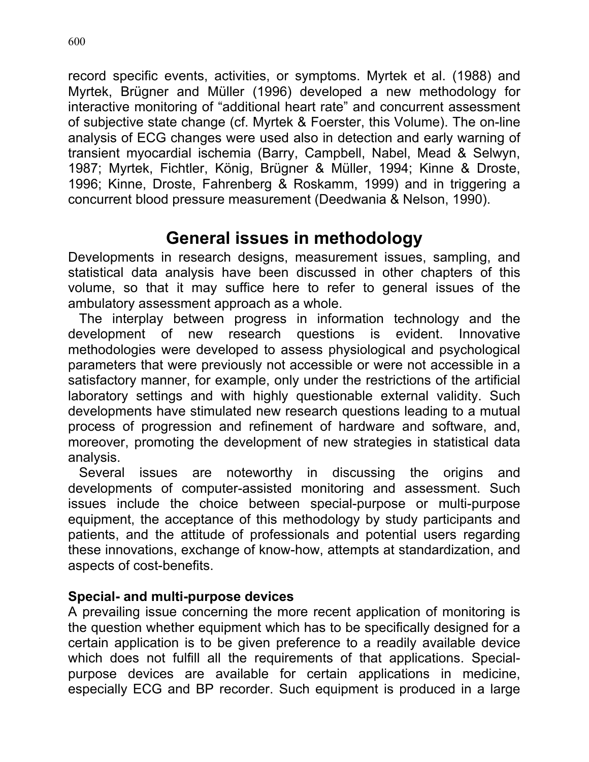record specific events, activities, or symptoms. Myrtek et al. (1988) and Myrtek, Brügner and Müller (1996) developed a new methodology for interactive monitoring of "additional heart rate" and concurrent assessment of subjective state change (cf. Myrtek & Foerster, this Volume). The on-line analysis of ECG changes were used also in detection and early warning of transient myocardial ischemia (Barry, Campbell, Nabel, Mead & Selwyn, 1987; Myrtek, Fichtler, König, Brügner & Müller, 1994; Kinne & Droste, 1996; Kinne, Droste, Fahrenberg & Roskamm, 1999) and in triggering a concurrent blood pressure measurement (Deedwania & Nelson, 1990).

## General issues in methodology

Developments in research designs, measurement issues, sampling, and statistical data analysis have been discussed in other chapters of this volume, so that it may suffice here to refer to general issues of the ambulatory assessment approach as a whole.

The interplay between progress in information technology and the development of new research questions is evident. Innovative methodologies were developed to assess physiological and psychological parameters that were previously not accessible or were not accessible in a satisfactory manner, for example, only under the restrictions of the artificial laboratory settings and with highly questionable external validity. Such developments have stimulated new research questions leading to a mutual process of progression and refinement of hardware and software, and, moreover, promoting the development of new strategies in statistical data analysis.

Several issues are noteworthy in discussing the origins and developments of computer-assisted monitoring and assessment. Such issues include the choice between special-purpose or multi-purpose equipment, the acceptance of this methodology by study participants and patients, and the attitude of professionals and potential users regarding these innovations, exchange of know-how, attempts at standardization, and aspects of cost-benefits.

### Special- and multi-purpose devices

A prevailing issue concerning the more recent application of monitoring is the question whether equipment which has to be specifically designed for a certain application is to be given preference to a readily available device which does not fulfill all the requirements of that applications. Special-purpose devices are available for certain applications in medicine, especially ECG and BP recorder. Such equipment is produced in a large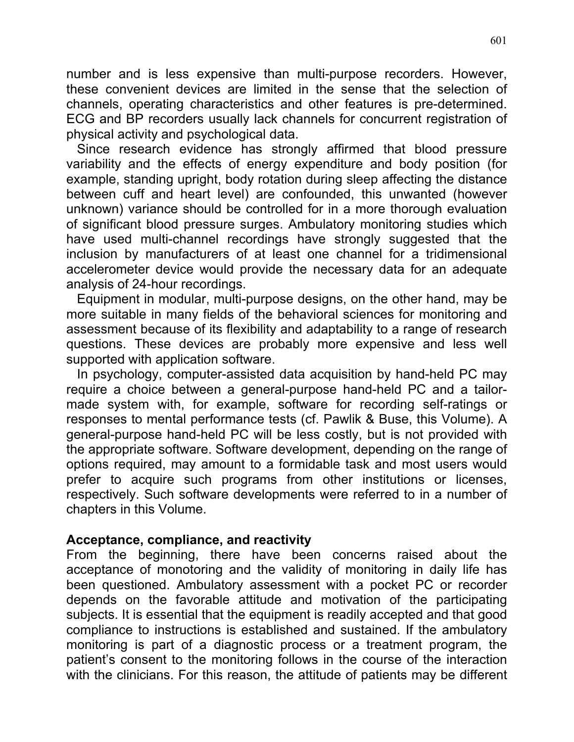number and is less expensive than multi-purpose recorders. However, these convenient devices are limited in the sense that the selection of channels, operating characteristics and other features is pre-determined. ECG and BP recorders usually lack channels for concurrent registration of physical activity and psychological data.

Since research evidence has strongly affirmed that blood pressure variability and the effects of energy expenditure and body position (for example, standing upright, body rotation during sleep affecting the distance between cuff and heart level) are confounded, this unwanted (however unknown) variance should be controlled for in a more thorough evaluation of significant blood pressure surges. Ambulatory monitoring studies which have used multi-channel recordings have strongly suggested that the inclusion by manufacturers of at least one channel for a tridimensional accelerometer device would provide the necessary data for an adequate analysis of 24-hour recordings.

Equipment in modular, multi-purpose designs, on the other hand, may be more suitable in many fields of the behavioral sciences for monitoring and assessment because of its flexibility and adaptability to a range of research questions. These devices are probably more expensive and less well supported with application software.

In psychology, computer-assisted data acquisition by hand-held PC may require a choice between a general-purpose hand-held PC and a tailor-made system with, for example, software for recording self-ratings or responses to mental performance tests (cf. Pawlik & Buse, this Volume). A general-purpose hand-held PC will be less costly, but is not provided with the appropriate software. Software development, depending on the range of options required, may amount to a formidable task and most users would prefer to acquire such programs from other institutions or licenses, respectively. Such software developments were referred to in a number of chapters in this Volume.

**Acceptance, compliance, and reactivity**

From the beginning, there have been concerns raised about the acceptance of monotoring and the validity of monitoring in daily life has been questioned. Ambulatory assessment with a pocket PC or recorder depends on the favorable attitude and motivation of the participating subjects. It is essential that the equipment is readily accepted and that good compliance to instructions is established and sustained. If the ambulatory monitoring is part of a diagnostic process or a treatment program, the patient's consent to the monitoring follows in the course of the interaction with the clinicians. For this reason, the attitude of patients may be different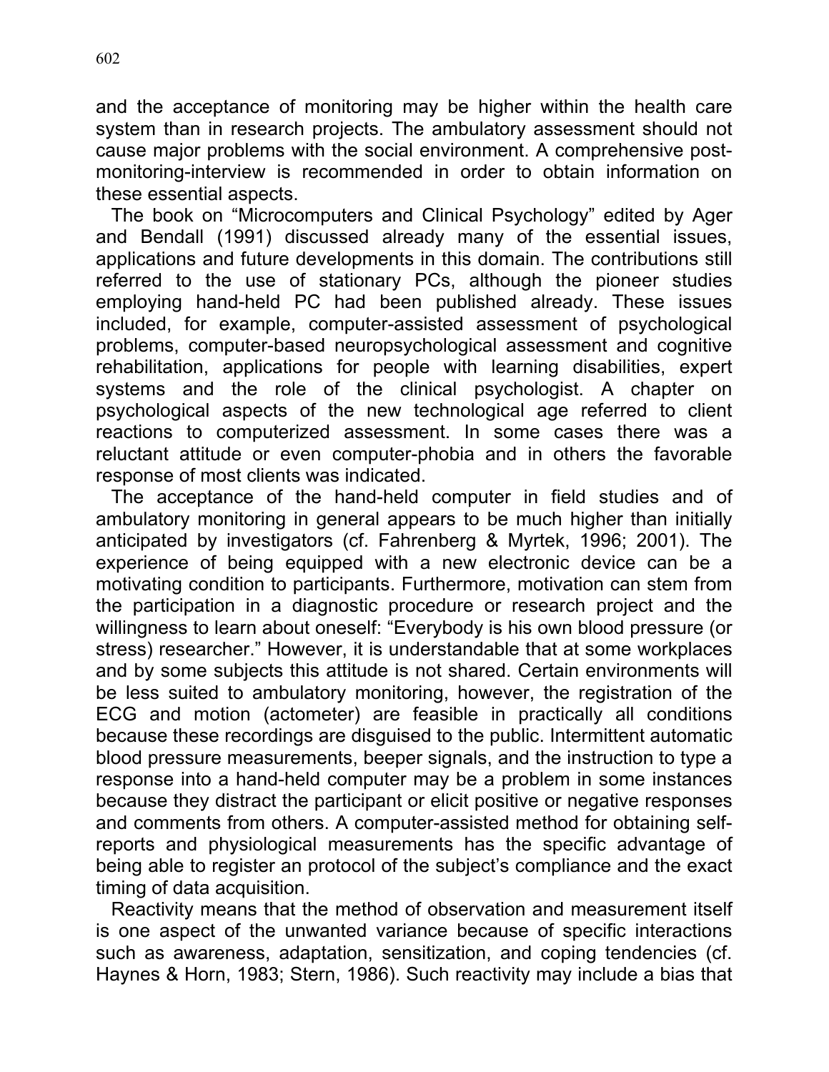and the acceptance of monitoring may be higher within the health care system than in research projects. The ambulatory assessment should not cause major problems with the social environment. A comprehensive post-monitoring-interview is recommended in order to obtain information on these essential aspects.

The book on “Microcomputers and Clinical Psychology” edited by Ager and Bendall (1991) discussed already many of the essential issues, applications and future developments in this domain. The contributions still referred to the use of stationary PCs, although the pioneer studies employing hand-held PC had been published already. These issues included, for example, computer-assisted assessment of psychological problems, computer-based neuropsychological assessment and cognitive rehabilitation, applications for people with learning disabilities, expert systems and the role of the clinical psychologist. A chapter on psychological aspects of the new technological age referred to client reactions to computerized assessment. In some cases there was a reluctant attitude or even computer-phobia and in others the favorable response of most clients was indicated.

The acceptance of the hand-held computer in field studies and of ambulatory monitoring in general appears to be much higher than initially anticipated by investigators (cf. Fahrenberg & Myrtek, 1996; 2001). The experience of being equipped with a new electronic device can be a motivating condition to participants. Furthermore, motivation can stem from the participation in a diagnostic procedure or research project and the willingness to learn about oneself: “Everybody is his own blood pressure (or stress) researcher.” However, it is understandable that at some workplaces and by some subjects this attitude is not shared. Certain environments will be less suited to ambulatory monitoring, however, the registration of the ECG and motion (actometer) are feasible in practically all conditions because these recordings are disguised to the public. Intermittent automatic blood pressure measurements, beeper signals, and the instruction to type a response into a hand-held computer may be a problem in some instances because they distract the participant or elicit positive or negative responses and comments from others. A computer-assisted method for obtaining self-reports and physiological measurements has the specific advantage of being able to register an protocol of the subject’s compliance and the exact timing of data acquisition.

Reactivity means that the method of observation and measurement itself is one aspect of the unwanted variance because of specific interactions such as awareness, adaptation, sensitization, and coping tendencies (cf. Haynes & Horn, 1983; Stern, 1986). Such reactivity may include a bias that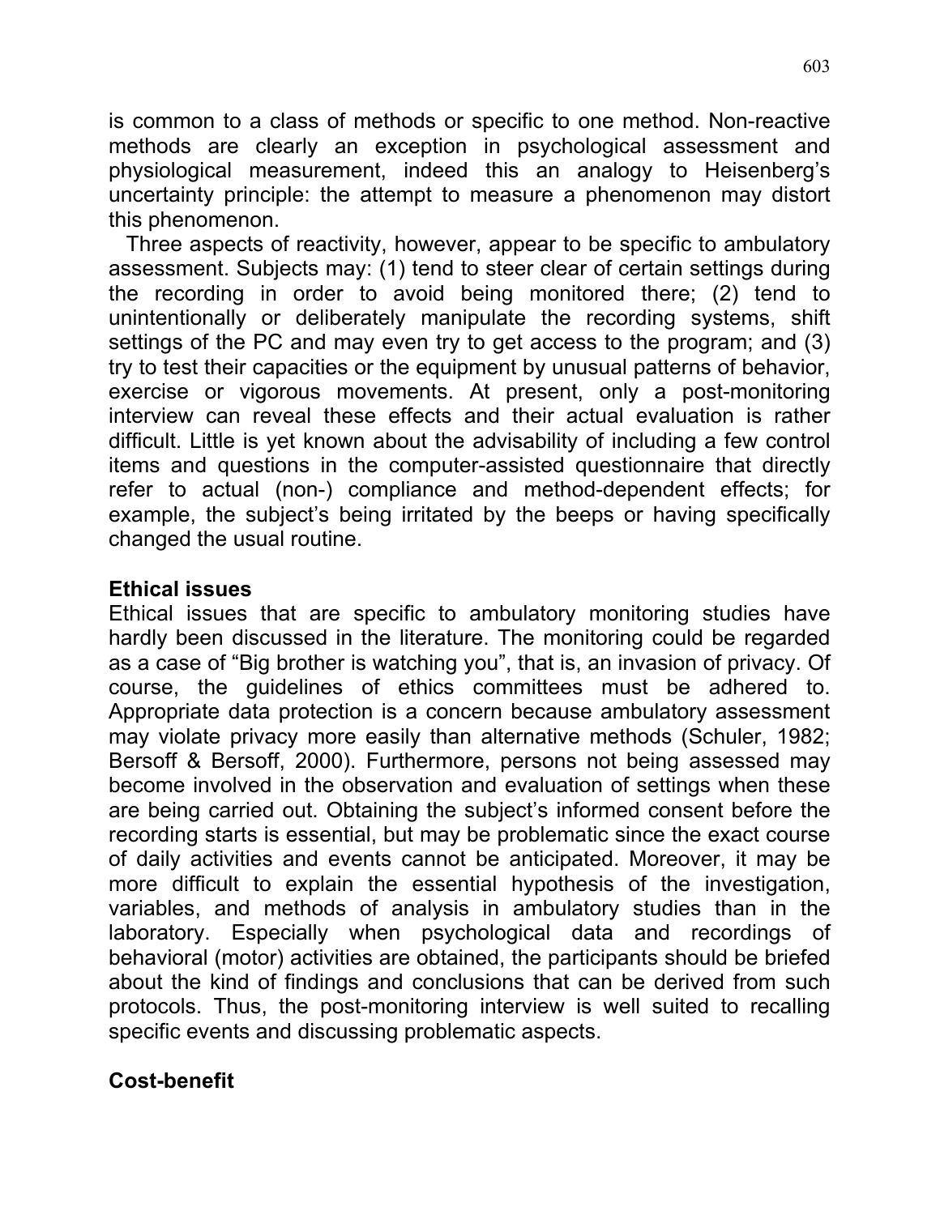is common to a class of methods or specific to one method. Non-reactive methods are clearly an exception in psychological assessment and physiological measurement, indeed this an analogy to Heisenberg's uncertainty principle: the attempt to measure a phenomenon may distort this phenomenon.

Three aspects of reactivity, however, appear to be specific to ambulatory assessment. Subjects may: (1) tend to steer clear of certain settings during the recording in order to avoid being monitored there; (2) tend to unintentionally or deliberately manipulate the recording systems, shift settings of the PC and may even try to get access to the program; and (3) try to test their capacities or the equipment by unusual patterns of behavior, exercise or vigorous movements. At present, only a post-monitoring interview can reveal these effects and their actual evaluation is rather difficult. Little is yet known about the advisability of including a few control items and questions in the computer-assisted questionnaire that directly refer to actual (non-) compliance and method-dependent effects; for example, the subject's being irritated by the beeps or having specifically changed the usual routine.

## Ethical issues

Ethical issues that are specific to ambulatory monitoring studies have hardly been discussed in the literature. The monitoring could be regarded as a case of "Big brother is watching you", that is, an invasion of privacy. Of course, the guidelines of ethics committees must be adhered to. Appropriate data protection is a concern because ambulatory assessment may violate privacy more easily than alternative methods (Schuler, 1982; Bersoff & Bersoff, 2000). Furthermore, persons not being assessed may become involved in the observation and evaluation of settings when these are being carried out. Obtaining the subject's informed consent before the recording starts is essential, but may be problematic since the exact course of daily activities and events cannot be anticipated. Moreover, it may be more difficult to explain the essential hypothesis of the investigation, variables, and methods of analysis in ambulatory studies than in the laboratory. Especially when psychological data and recordings of behavioral (motor) activities are obtained, the participants should be briefed about the kind of findings and conclusions that can be derived from such protocols. Thus, the post-monitoring interview is well suited to recalling specific events and discussing problematic aspects.

## Cost-benefit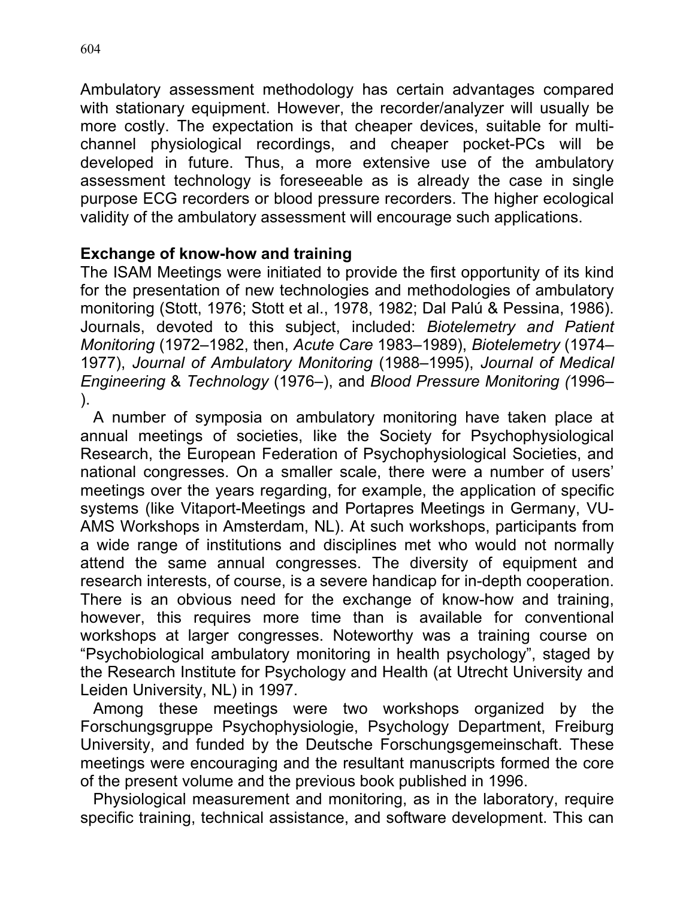Ambulatory assessment methodology has certain advantages compared with stationary equipment. However, the recorder/analyzer will usually be more costly. The expectation is that cheaper devices, suitable for multi-channel physiological recordings, and cheaper pocket-PCs will be developed in future. Thus, a more extensive use of the ambulatory assessment technology is foreseeable as is already the case in single purpose ECG recorders or blood pressure recorders. The higher ecological validity of the ambulatory assessment will encourage such applications.

**Exchange of know-how and training**

The ISAM Meetings were initiated to provide the first opportunity of its kind for the presentation of new technologies and methodologies of ambulatory monitoring (Stott, 1976; Stott et al., 1978, 1982; Dal Palú & Pessina, 1986). Journals, devoted to this subject, included: *Biotelemetry and Patient Monitoring* (1972–1982, then, *Acute Care* 1983–1989), *Biotelemetry* (1974–1977), *Journal of Ambulatory Monitoring* (1988–1995), *Journal of Medical Engineering* & *Technology* (1976–), and *Blood Pressure Monitoring (*1996–).

A number of symposia on ambulatory monitoring have taken place at annual meetings of societies, like the Society for Psychophysiological Research, the European Federation of Psychophysiological Societies, and national congresses. On a smaller scale, there were a number of users' meetings over the years regarding, for example, the application of specific systems (like Vitaport-Meetings and Portapres Meetings in Germany, VU-AMS Workshops in Amsterdam, NL). At such workshops, participants from a wide range of institutions and disciplines met who would not normally attend the same annual congresses. The diversity of equipment and research interests, of course, is a severe handicap for in-depth cooperation. There is an obvious need for the exchange of know-how and training, however, this requires more time than is available for conventional workshops at larger congresses. Noteworthy was a training course on "Psychobiological ambulatory monitoring in health psychology", staged by the Research Institute for Psychology and Health (at Utrecht University and Leiden University, NL) in 1997.

Among these meetings were two workshops organized by the Forschungsgruppe Psychophysiologie, Psychology Department, Freiburg University, and funded by the Deutsche Forschungsgemeinschaft. These meetings were encouraging and the resultant manuscripts formed the core of the present volume and the previous book published in 1996.

Physiological measurement and monitoring, as in the laboratory, require specific training, technical assistance, and software development. This can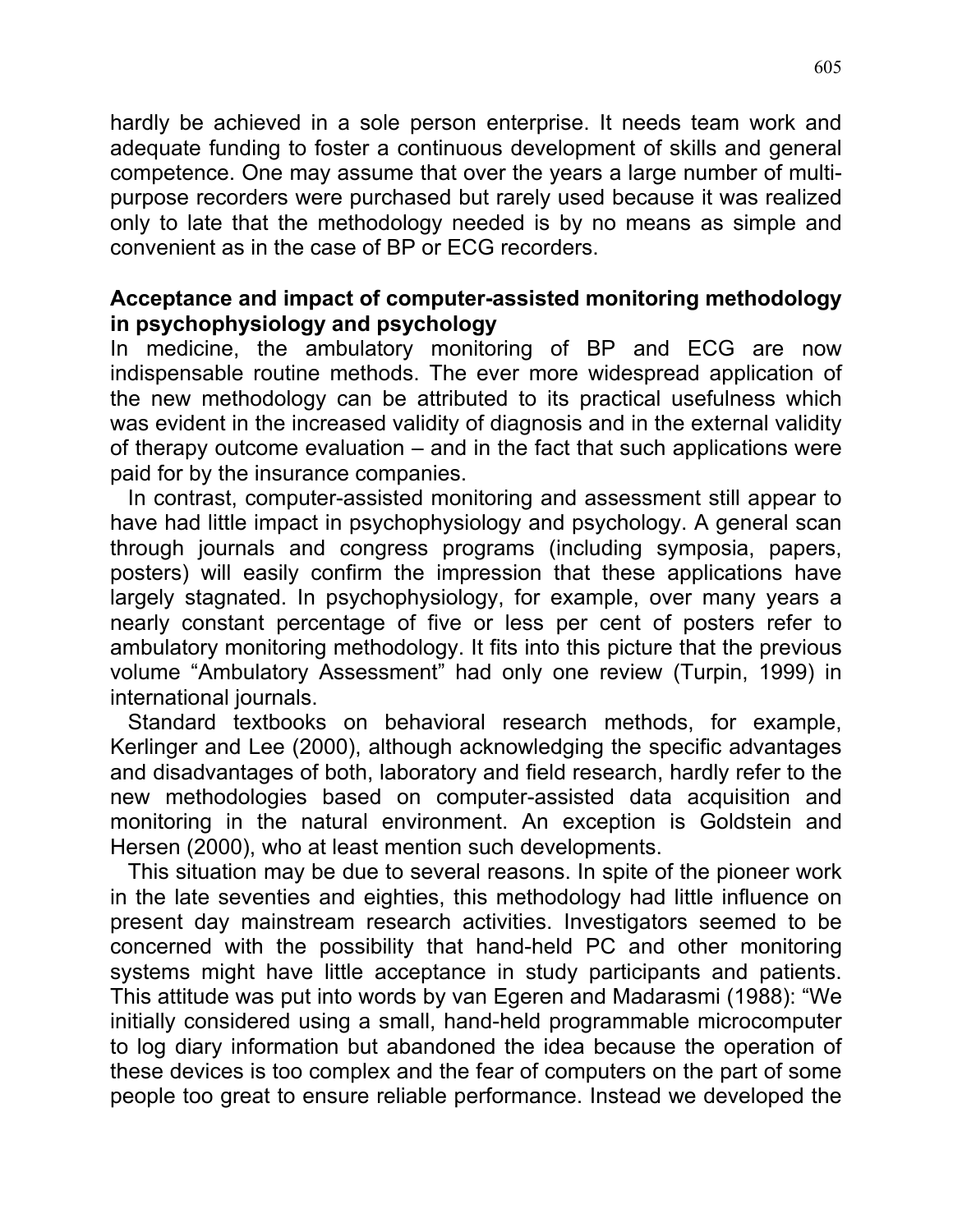hardly be achieved in a sole person enterprise. It needs team work and adequate funding to foster a continuous development of skills and general competence. One may assume that over the years a large number of multi-purpose recorders were purchased but rarely used because it was realized only to late that the methodology needed is by no means as simple and convenient as in the case of BP or ECG recorders.

**Acceptance and impact of computer-assisted monitoring methodology in psychophysiology and psychology**

In medicine, the ambulatory monitoring of BP and ECG are now indispensable routine methods. The ever more widespread application of the new methodology can be attributed to its practical usefulness which was evident in the increased validity of diagnosis and in the external validity of therapy outcome evaluation – and in the fact that such applications were paid for by the insurance companies.

In contrast, computer-assisted monitoring and assessment still appear to have had little impact in psychophysiology and psychology. A general scan through journals and congress programs (including symposia, papers, posters) will easily confirm the impression that these applications have largely stagnated. In psychophysiology, for example, over many years a nearly constant percentage of five or less per cent of posters refer to ambulatory monitoring methodology. It fits into this picture that the previous volume "Ambulatory Assessment" had only one review (Turpin, 1999) in international journals.

Standard textbooks on behavioral research methods, for example, Kerlinger and Lee (2000), although acknowledging the specific advantages and disadvantages of both, laboratory and field research, hardly refer to the new methodologies based on computer-assisted data acquisition and monitoring in the natural environment. An exception is Goldstein and Hersen (2000), who at least mention such developments.

This situation may be due to several reasons. In spite of the pioneer work in the late seventies and eighties, this methodology had little influence on present day mainstream research activities. Investigators seemed to be concerned with the possibility that hand-held PC and other monitoring systems might have little acceptance in study participants and patients. This attitude was put into words by van Egeren and Madarasmi (1988): "We initially considered using a small, hand-held programmable microcomputer to log diary information but abandoned the idea because the operation of these devices is too complex and the fear of computers on the part of some people too great to ensure reliable performance. Instead we developed the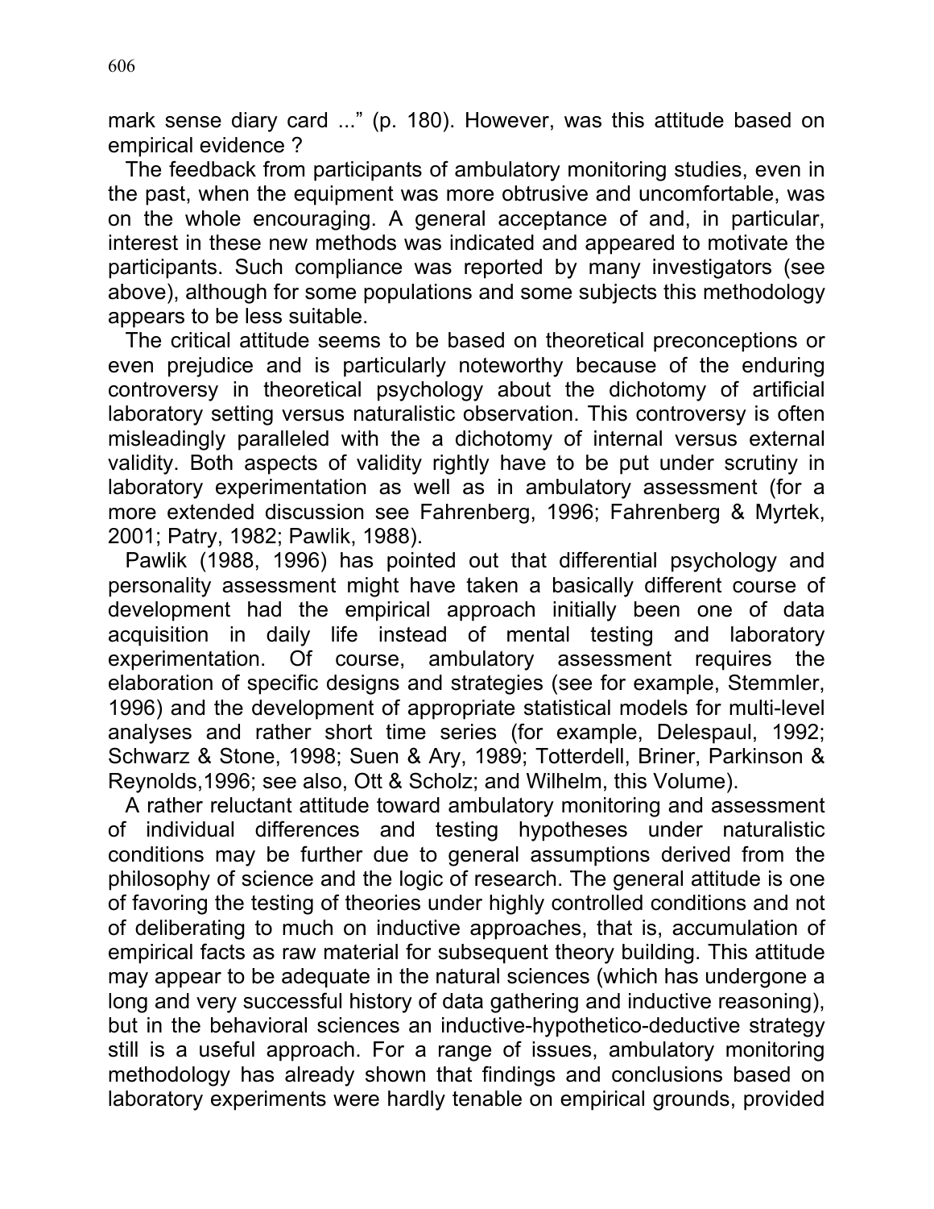mark sense diary card ...” (p. 180). However, was this attitude based on empirical evidence ?

The feedback from participants of ambulatory monitoring studies, even in the past, when the equipment was more obtrusive and uncomfortable, was on the whole encouraging. A general acceptance of and, in particular, interest in these new methods was indicated and appeared to motivate the participants. Such compliance was reported by many investigators (see above), although for some populations and some subjects this methodology appears to be less suitable.

The critical attitude seems to be based on theoretical preconceptions or even prejudice and is particularly noteworthy because of the enduring controversy in theoretical psychology about the dichotomy of artificial laboratory setting versus naturalistic observation. This controversy is often misleadingly paralleled with the a dichotomy of internal versus external validity. Both aspects of validity rightly have to be put under scrutiny in laboratory experimentation as well as in ambulatory assessment (for a more extended discussion see Fahrenberg, 1996; Fahrenberg & Myrtek, 2001; Patry, 1982; Pawlik, 1988).

Pawlik (1988, 1996) has pointed out that differential psychology and personality assessment might have taken a basically different course of development had the empirical approach initially been one of data acquisition in daily life instead of mental testing and laboratory experimentation. Of course, ambulatory assessment requires the elaboration of specific designs and strategies (see for example, Stemmler, 1996) and the development of appropriate statistical models for multi-level analyses and rather short time series (for example, Delespaul, 1992; Schwarz & Stone, 1998; Suen & Ary, 1989; Totterdell, Briner, Parkinson & Reynolds,1996; see also, Ott & Scholz; and Wilhelm, this Volume).

A rather reluctant attitude toward ambulatory monitoring and assessment of individual differences and testing hypotheses under naturalistic conditions may be further due to general assumptions derived from the philosophy of science and the logic of research. The general attitude is one of favoring the testing of theories under highly controlled conditions and not of deliberating to much on inductive approaches, that is, accumulation of empirical facts as raw material for subsequent theory building. This attitude may appear to be adequate in the natural sciences (which has undergone a long and very successful history of data gathering and inductive reasoning), but in the behavioral sciences an inductive-hypothetico-deductive strategy still is a useful approach. For a range of issues, ambulatory monitoring methodology has already shown that findings and conclusions based on laboratory experiments were hardly tenable on empirical grounds, provided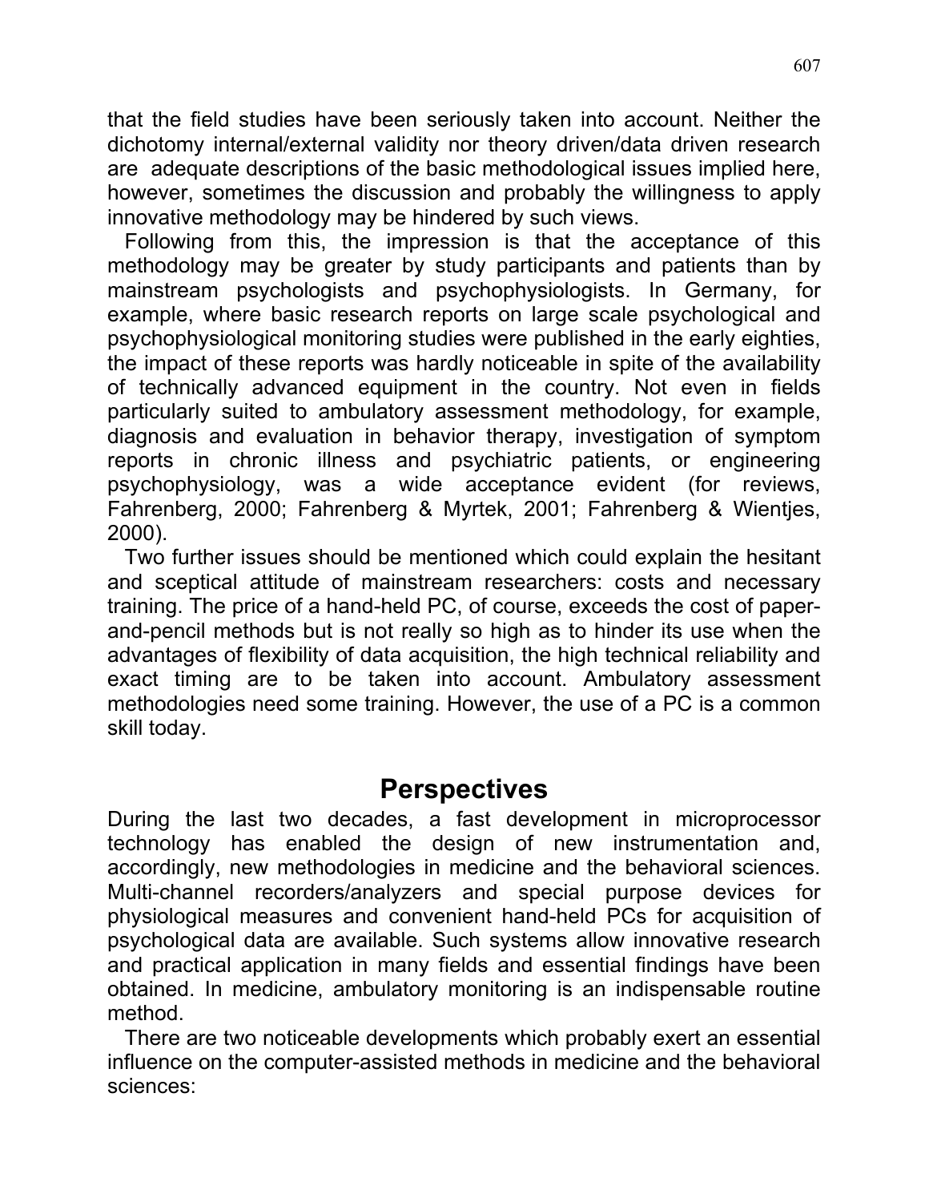that the field studies have been seriously taken into account. Neither the dichotomy internal/external validity nor theory driven/data driven research are adequate descriptions of the basic methodological issues implied here, however, sometimes the discussion and probably the willingness to apply innovative methodology may be hindered by such views.

Following from this, the impression is that the acceptance of this methodology may be greater by study participants and patients than by mainstream psychologists and psychophysiologists. In Germany, for example, where basic research reports on large scale psychological and psychophysiological monitoring studies were published in the early eighties, the impact of these reports was hardly noticeable in spite of the availability of technically advanced equipment in the country. Not even in fields particularly suited to ambulatory assessment methodology, for example, diagnosis and evaluation in behavior therapy, investigation of symptom reports in chronic illness and psychiatric patients, or engineering psychophysiology, was a wide acceptance evident (for reviews, Fahrenberg, 2000; Fahrenberg & Myrtek, 2001; Fahrenberg & Wientjes, 2000).

Two further issues should be mentioned which could explain the hesitant and sceptical attitude of mainstream researchers: costs and necessary training. The price of a hand-held PC, of course, exceeds the cost of paper-and-pencil methods but is not really so high as to hinder its use when the advantages of flexibility of data acquisition, the high technical reliability and exact timing are to be taken into account. Ambulatory assessment methodologies need some training. However, the use of a PC is a common skill today.

## Perspectives

During the last two decades, a fast development in microprocessor technology has enabled the design of new instrumentation and, accordingly, new methodologies in medicine and the behavioral sciences. Multi-channel recorders/analyzers and special purpose devices for physiological measures and convenient hand-held PCs for acquisition of psychological data are available. Such systems allow innovative research and practical application in many fields and essential findings have been obtained. In medicine, ambulatory monitoring is an indispensable routine method.

There are two noticeable developments which probably exert an essential influence on the computer-assisted methods in medicine and the behavioral sciences: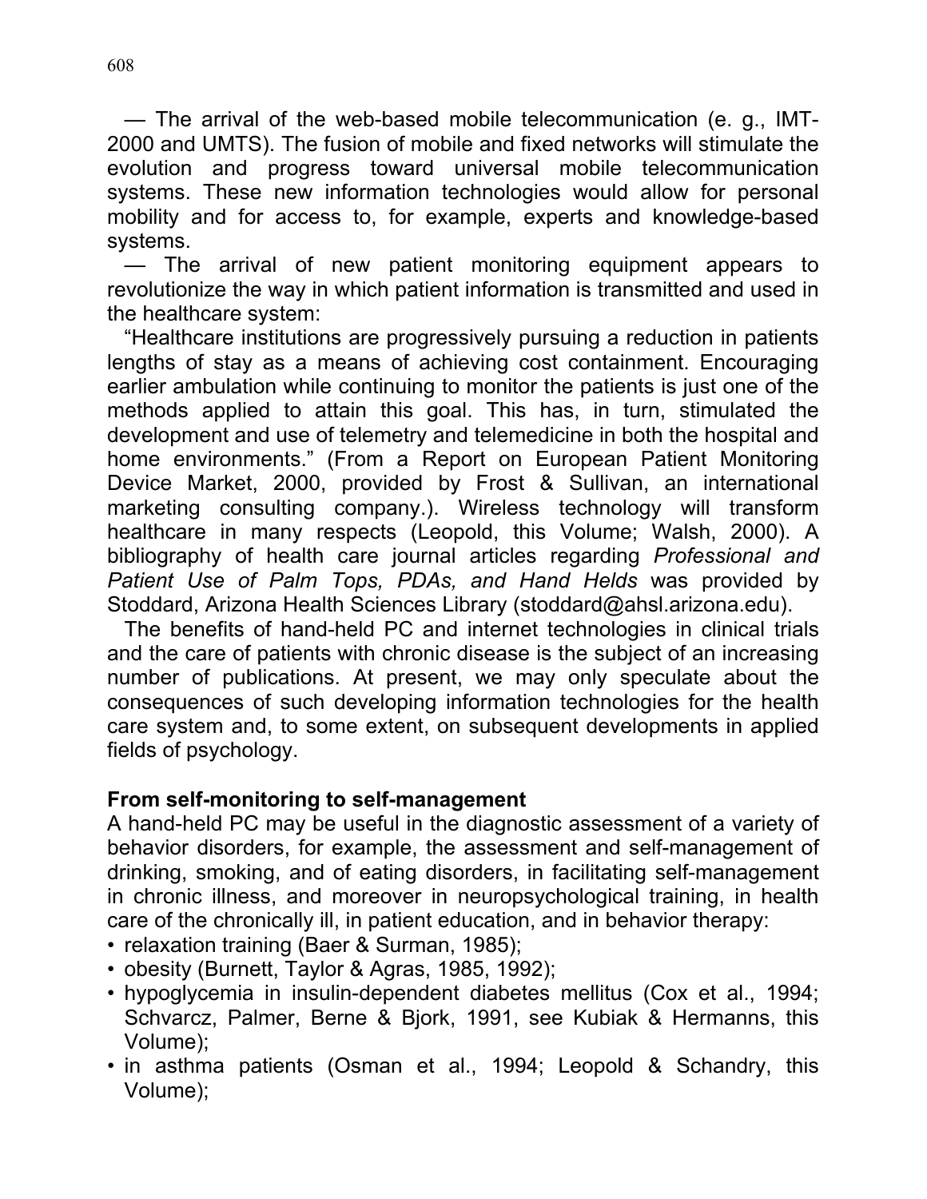— The arrival of the web-based mobile telecommunication (e. g., IMT-2000 and UMTS). The fusion of mobile and fixed networks will stimulate the evolution and progress toward universal mobile telecommunication systems. These new information technologies would allow for personal mobility and for access to, for example, experts and knowledge-based systems.

— The arrival of new patient monitoring equipment appears to revolutionize the way in which patient information is transmitted and used in the healthcare system:

"Healthcare institutions are progressively pursuing a reduction in patients lengths of stay as a means of achieving cost containment. Encouraging earlier ambulation while continuing to monitor the patients is just one of the methods applied to attain this goal. This has, in turn, stimulated the development and use of telemetry and telemedicine in both the hospital and home environments." (From a Report on European Patient Monitoring Device Market, 2000, provided by Frost & Sullivan, an international marketing consulting company.). Wireless technology will transform healthcare in many respects (Leopold, this Volume; Walsh, 2000). A bibliography of health care journal articles regarding *Professional and Patient Use of Palm Tops, PDAs, and Hand Helds* was provided by Stoddard, Arizona Health Sciences Library (stoddard@ahsl.arizona.edu).

The benefits of hand-held PC and internet technologies in clinical trials and the care of patients with chronic disease is the subject of an increasing number of publications. At present, we may only speculate about the consequences of such developing information technologies for the health care system and, to some extent, on subsequent developments in applied fields of psychology.

**From self-monitoring to self-management**

A hand-held PC may be useful in the diagnostic assessment of a variety of behavior disorders, for example, the assessment and self-management of drinking, smoking, and of eating disorders, in facilitating self-management in chronic illness, and moreover in neuropsychological training, in health care of the chronically ill, in patient education, and in behavior therapy:

- relaxation training (Baer & Surman, 1985);
- obesity (Burnett, Taylor & Agras, 1985, 1992);
- hypoglycemia in insulin-dependent diabetes mellitus (Cox et al., 1994; Schvarcz, Palmer, Berne & Bjork, 1991, see Kubiak & Hermanns, this Volume);
- in asthma patients (Osman et al., 1994; Leopold & Schandry, this Volume);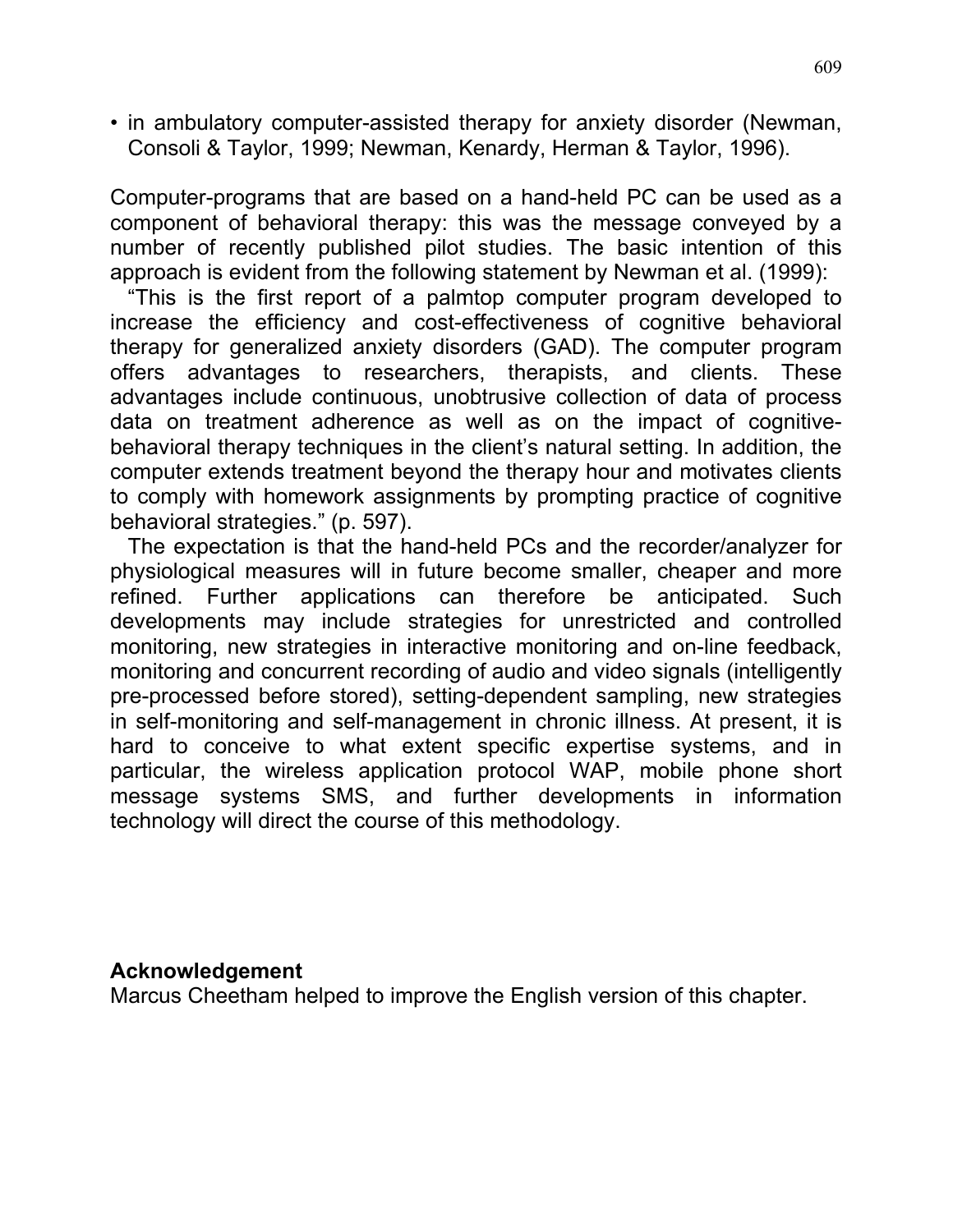- in ambulatory computer-assisted therapy for anxiety disorder (Newman, Consoli & Taylor, 1999; Newman, Kenardy, Herman & Taylor, 1996).

Computer-programs that are based on a hand-held PC can be used as a component of behavioral therapy: this was the message conveyed by a number of recently published pilot studies. The basic intention of this approach is evident from the following statement by Newman et al. (1999):

"This is the first report of a palmtop computer program developed to increase the efficiency and cost-effectiveness of cognitive behavioral therapy for generalized anxiety disorders (GAD). The computer program offers advantages to researchers, therapists, and clients. These advantages include continuous, unobtrusive collection of data of process data on treatment adherence as well as on the impact of cognitive-behavioral therapy techniques in the client's natural setting. In addition, the computer extends treatment beyond the therapy hour and motivates clients to comply with homework assignments by prompting practice of cognitive behavioral strategies." (p. 597).

The expectation is that the hand-held PCs and the recorder/analyzer for physiological measures will in future become smaller, cheaper and more refined. Further applications can therefore be anticipated. Such developments may include strategies for unrestricted and controlled monitoring, new strategies in interactive monitoring and on-line feedback, monitoring and concurrent recording of audio and video signals (intelligently pre-processed before stored), setting-dependent sampling, new strategies in self-monitoring and self-management in chronic illness. At present, it is hard to conceive to what extent specific expertise systems, and in particular, the wireless application protocol WAP, mobile phone short message systems SMS, and further developments in information technology will direct the course of this methodology.

**Acknowledgement**

Marcus Cheetham helped to improve the English version of this chapter.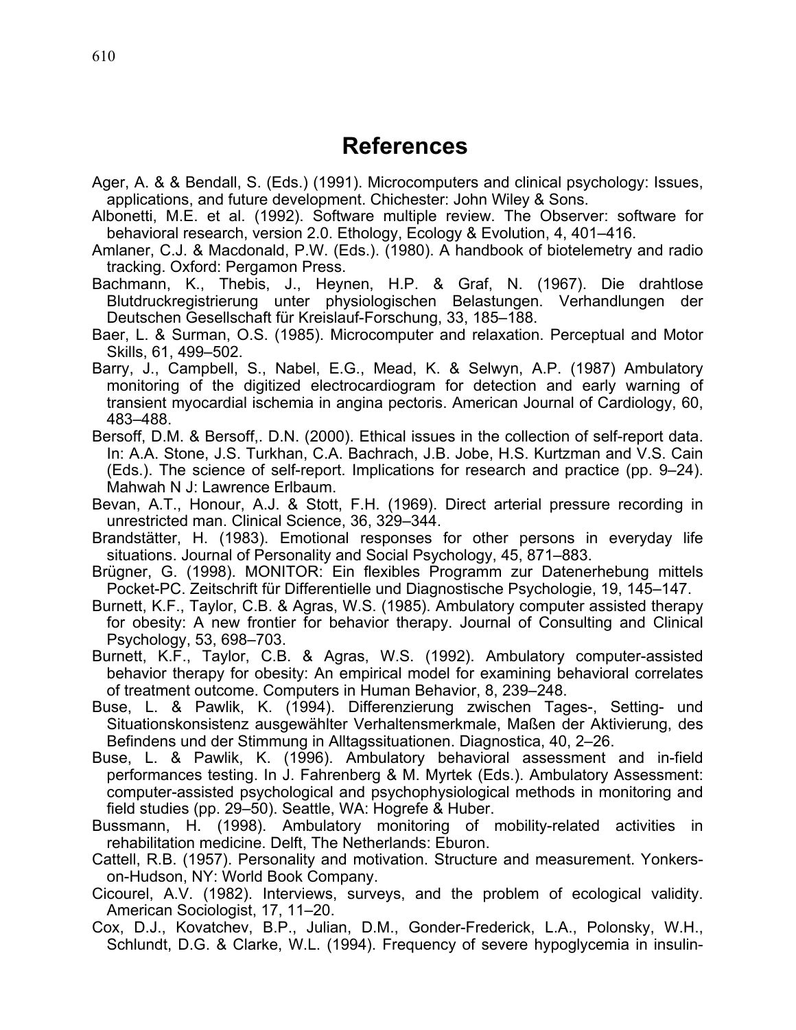# References

Ager, A. & & Bendall, S. (Eds.) (1991). Microcomputers and clinical psychology: Issues, applications, and future development. Chichester: John Wiley & Sons.

Albonetti, M.E. et al. (1992). Software multiple review. The Observer: software for behavioral research, version 2.0. Ethology, Ecology & Evolution, 4, 401–416.

Amlaner, C.J. & Macdonald, P.W. (Eds.). (1980). A handbook of biotelemetry and radio tracking. Oxford: Pergamon Press.

Bachmann, K., Thebis, J., Heynen, H.P. & Graf, N. (1967). Die drahtlose Blutdruckregistrierung unter physiologischen Belastungen. Verhandlungen der Deutschen Gesellschaft für Kreislauf-Forschung, 33, 185–188.

Baer, L. & Surman, O.S. (1985). Microcomputer and relaxation. Perceptual and Motor Skills, 61, 499–502.

Barry, J., Campbell, S., Nabel, E.G., Mead, K. & Selwyn, A.P. (1987) Ambulatory monitoring of the digitized electrocardiogram for detection and early warning of transient myocardial ischemia in angina pectoris. American Journal of Cardiology, 60, 483–488.

Bersoff, D.M. & Bersoff,. D.N. (2000). Ethical issues in the collection of self-report data. In: A.A. Stone, J.S. Turkhan, C.A. Bachrach, J.B. Jobe, H.S. Kurtzman and V.S. Cain (Eds.). The science of self-report. Implications for research and practice (pp. 9–24). Mahwah N J: Lawrence Erlbaum.

Bevan, A.T., Honour, A.J. & Stott, F.H. (1969). Direct arterial pressure recording in unrestricted man. Clinical Science, 36, 329–344.

Brandstätter, H. (1983). Emotional responses for other persons in everyday life situations. Journal of Personality and Social Psychology, 45, 871–883.

Brügner, G. (1998). MONITOR: Ein flexibles Programm zur Datenerhebung mittels Pocket-PC. Zeitschrift für Differentielle und Diagnostische Psychologie, 19, 145–147.

Burnett, K.F., Taylor, C.B. & Agras, W.S. (1985). Ambulatory computer assisted therapy for obesity: A new frontier for behavior therapy. Journal of Consulting and Clinical Psychology, 53, 698–703.

Burnett, K.F., Taylor, C.B. & Agras, W.S. (1992). Ambulatory computer-assisted behavior therapy for obesity: An empirical model for examining behavioral correlates of treatment outcome. Computers in Human Behavior, 8, 239–248.

Buse, L. & Pawlik, K. (1994). Differenzierung zwischen Tages-, Setting- und Situationskonsistenz ausgewählter Verhaltensmerkmale, Maßen der Aktivierung, des Befindens und der Stimmung in Alltagssituationen. Diagnostica, 40, 2–26.

Buse, L. & Pawlik, K. (1996). Ambulatory behavioral assessment and in-field performances testing. In J. Fahrenberg & M. Myrtek (Eds.). Ambulatory Assessment: computer-assisted psychological and psychophysiological methods in monitoring and field studies (pp. 29–50). Seattle, WA: Hogrefe & Huber.

Bussmann, H. (1998). Ambulatory monitoring of mobility-related activities in rehabilitation medicine. Delft, The Netherlands: Eburon.

Cattell, R.B. (1957). Personality and motivation. Structure and measurement. Yonkers-on-Hudson, NY: World Book Company.

Cicourel, A.V. (1982). Interviews, surveys, and the problem of ecological validity. American Sociologist, 17, 11–20.

Cox, D.J., Kovatchev, B.P., Julian, D.M., Gonder-Frederick, L.A., Polonsky, W.H., Schlundt, D.G. & Clarke, W.L. (1994). Frequency of severe hypoglycemia in insulin-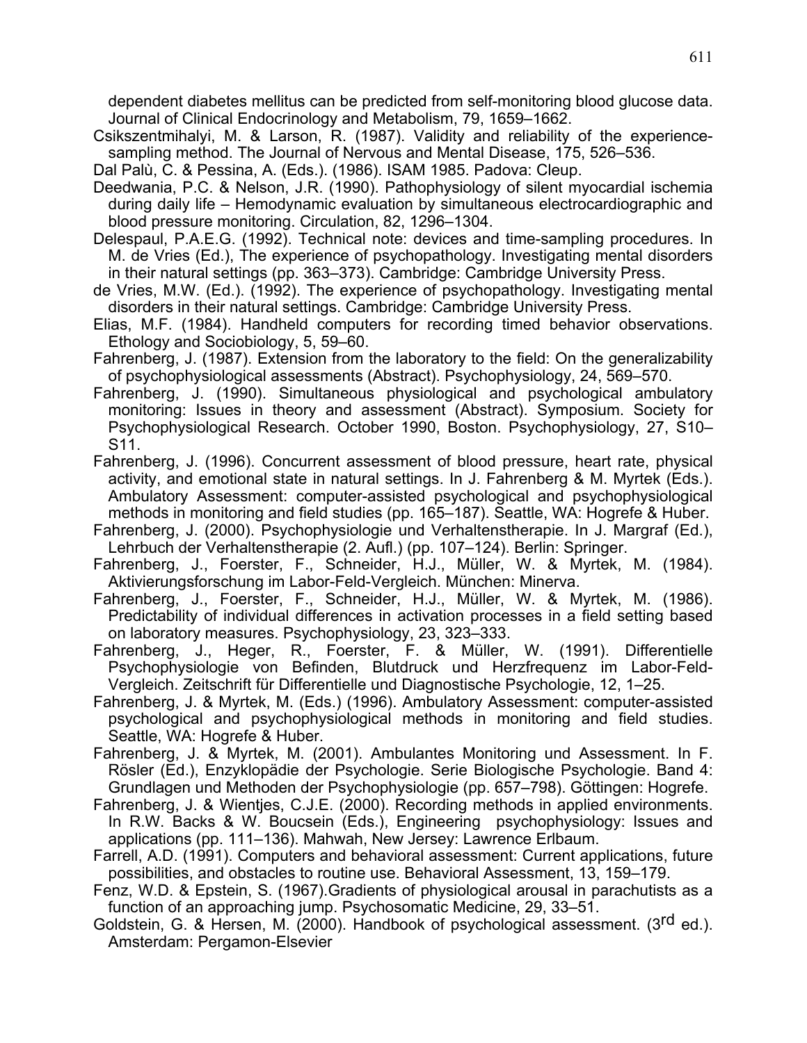dependent diabetes mellitus can be predicted from self-monitoring blood glucose data. Journal of Clinical Endocrinology and Metabolism, 79, 1659–1662.

Csikszentmihalyi, M. & Larson, R. (1987). Validity and reliability of the experience-sampling method. The Journal of Nervous and Mental Disease, 175, 526–536.

Dal Palù, C. & Pessina, A. (Eds.). (1986). ISAM 1985. Padova: Cleup.

Deedwania, P.C. & Nelson, J.R. (1990). Pathophysiology of silent myocardial ischemia during daily life – Hemodynamic evaluation by simultaneous electrocardiographic and blood pressure monitoring. Circulation, 82, 1296–1304.

Delespaul, P.A.E.G. (1992). Technical note: devices and time-sampling procedures. In M. de Vries (Ed.), The experience of psychopathology. Investigating mental disorders in their natural settings (pp. 363–373). Cambridge: Cambridge University Press.

de Vries, M.W. (Ed.). (1992). The experience of psychopathology. Investigating mental disorders in their natural settings. Cambridge: Cambridge University Press.

Elias, M.F. (1984). Handheld computers for recording timed behavior observations. Ethology and Sociobiology, 5, 59–60.

Fahrenberg, J. (1987). Extension from the laboratory to the field: On the generalizability of psychophysiological assessments (Abstract). Psychophysiology, 24, 569–570.

Fahrenberg, J. (1990). Simultaneous physiological and psychological ambulatory monitoring: Issues in theory and assessment (Abstract). Symposium. Society for Psychophysiological Research. October 1990, Boston. Psychophysiology, 27, S10–S11.

Fahrenberg, J. (1996). Concurrent assessment of blood pressure, heart rate, physical activity, and emotional state in natural settings. In J. Fahrenberg & M. Myrtek (Eds.). Ambulatory Assessment: computer-assisted psychological and psychophysiological methods in monitoring and field studies (pp. 165–187). Seattle, WA: Hogrefe & Huber.

Fahrenberg, J. (2000). Psychophysiologie und Verhaltenstherapie. In J. Margraf (Ed.), Lehrbuch der Verhaltenstherapie (2. Aufl.) (pp. 107–124). Berlin: Springer.

Fahrenberg, J., Foerster, F., Schneider, H.J., Müller, W. & Myrtek, M. (1984). Aktivierungsforschung im Labor-Feld-Vergleich. München: Minerva.

Fahrenberg, J., Foerster, F., Schneider, H.J., Müller, W. & Myrtek, M. (1986). Predictability of individual differences in activation processes in a field setting based on laboratory measures. Psychophysiology, 23, 323–333.

Fahrenberg, J., Heger, R., Foerster, F. & Müller, W. (1991). Differentielle Psychophysiologie von Befinden, Blutdruck und Herzfrequenz im Labor-Feld-Vergleich. Zeitschrift für Differentielle und Diagnostische Psychologie, 12, 1–25.

Fahrenberg, J. & Myrtek, M. (Eds.) (1996). Ambulatory Assessment: computer-assisted psychological and psychophysiological methods in monitoring and field studies. Seattle, WA: Hogrefe & Huber.

Fahrenberg, J. & Myrtek, M. (2001). Ambulantes Monitoring und Assessment. In F. Rösler (Ed.), Enzyklopädie der Psychologie. Serie Biologische Psychologie. Band 4: Grundlagen und Methoden der Psychophysiologie (pp. 657–798). Göttingen: Hogrefe.

Fahrenberg, J. & Wientjes, C.J.E. (2000). Recording methods in applied environments. In R.W. Backs & W. Boucsein (Eds.), Engineering psychophysiology: Issues and applications (pp. 111–136). Mahwah, New Jersey: Lawrence Erlbaum.

Farrell, A.D. (1991). Computers and behavioral assessment: Current applications, future possibilities, and obstacles to routine use. Behavioral Assessment, 13, 159–179.

Fenz, W.D. & Epstein, S. (1967).Gradients of physiological arousal in parachutists as a function of an approaching jump. Psychosomatic Medicine, 29, 33–51.

Goldstein, G. & Hersen, M. (2000). Handbook of psychological assessment. (3rd ed.). Amsterdam: Pergamon-Elsevier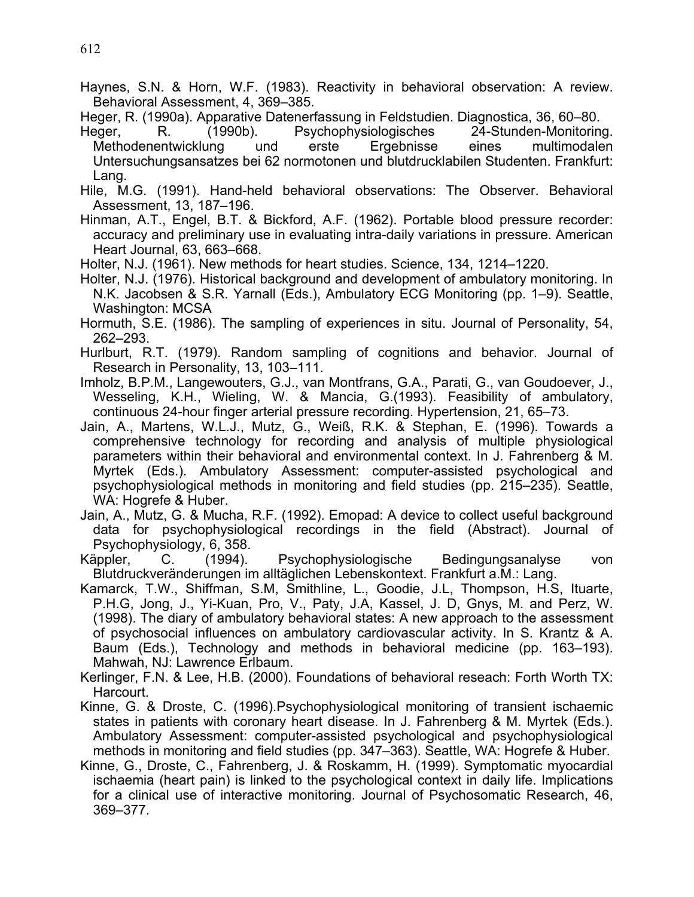Haynes, S.N. & Horn, W.F. (1983). Reactivity in behavioral observation: A review. Behavioral Assessment, 4, 369–385.

Heger, R. (1990a). Apparative Datenerfassung in Feldstudien. Diagnostica, 36, 60–80.

Heger, R. (1990b). Psychophysiologisches 24-Stunden-Monitoring. Methodenentwicklung und erste Ergebnisse eines multimodalen Untersuchungsansatzes bei 62 normotonen und blutdrucklabilen Studenten. Frankfurt: Lang.

Hile, M.G. (1991). Hand-held behavioral observations: The Observer. Behavioral Assessment, 13, 187–196.

Hinman, A.T., Engel, B.T. & Bickford, A.F. (1962). Portable blood pressure recorder: accuracy and preliminary use in evaluating intra-daily variations in pressure. American Heart Journal, 63, 663–668.

Holter, N.J. (1961). New methods for heart studies. Science, 134, 1214–1220.

Holter, N.J. (1976). Historical background and development of ambulatory monitoring. In N.K. Jacobsen & S.R. Yarnall (Eds.), Ambulatory ECG Monitoring (pp. 1–9). Seattle, Washington: MCSA

Hormuth, S.E. (1986). The sampling of experiences in situ. Journal of Personality, 54, 262–293.

Hurlburt, R.T. (1979). Random sampling of cognitions and behavior. Journal of Research in Personality, 13, 103–111.

Imholz, B.P.M., Langewouters, G.J., van Montfrans, G.A., Parati, G., van Goudoever, J., Wesseling, K.H., Wieling, W. & Mancia, G.(1993). Feasibility of ambulatory, continuous 24-hour finger arterial pressure recording. Hypertension, 21, 65–73.

Jain, A., Martens, W.L.J., Mutz, G., Weiß, R.K. & Stephan, E. (1996). Towards a comprehensive technology for recording and analysis of multiple physiological parameters within their behavioral and environmental context. In J. Fahrenberg & M. Myrtek (Eds.). Ambulatory Assessment: computer-assisted psychological and psychophysiological methods in monitoring and field studies (pp. 215–235). Seattle, WA: Hogrefe & Huber.

Jain, A., Mutz, G. & Mucha, R.F. (1992). Emopad: A device to collect useful background data for psychophysiological recordings in the field (Abstract). Journal of Psychophysiology, 6, 358.

Käppler, C. (1994). Psychophysiologische Bedingungsanalyse von Blutdruckveränderungen im alltäglichen Lebenskontext. Frankfurt a.M.: Lang.

Kamarck, T.W., Shiffman, S.M, Smithline, L., Goodie, J.L, Thompson, H.S, Ituarte, P.H.G, Jong, J., Yi-Kuan, Pro, V., Paty, J.A, Kassel, J. D, Gnys, M. and Perz, W. (1998). The diary of ambulatory behavioral states: A new approach to the assessment of psychosocial influences on ambulatory cardiovascular activity. In S. Krantz & A. Baum (Eds.), Technology and methods in behavioral medicine (pp. 163–193). Mahwah, NJ: Lawrence Erlbaum.

Kerlinger, F.N. & Lee, H.B. (2000). Foundations of behavioral reseach: Forth Worth TX: Harcourt.

Kinne, G. & Droste, C. (1996).Psychophysiological monitoring of transient ischaemic states in patients with coronary heart disease. In J. Fahrenberg & M. Myrtek (Eds.). Ambulatory Assessment: computer-assisted psychological and psychophysiological methods in monitoring and field studies (pp. 347–363). Seattle, WA: Hogrefe & Huber.

Kinne, G., Droste, C., Fahrenberg, J. & Roskamm, H. (1999). Symptomatic myocardial ischaemia (heart pain) is linked to the psychological context in daily life. Implications for a clinical use of interactive monitoring. Journal of Psychosomatic Research, 46, 369–377.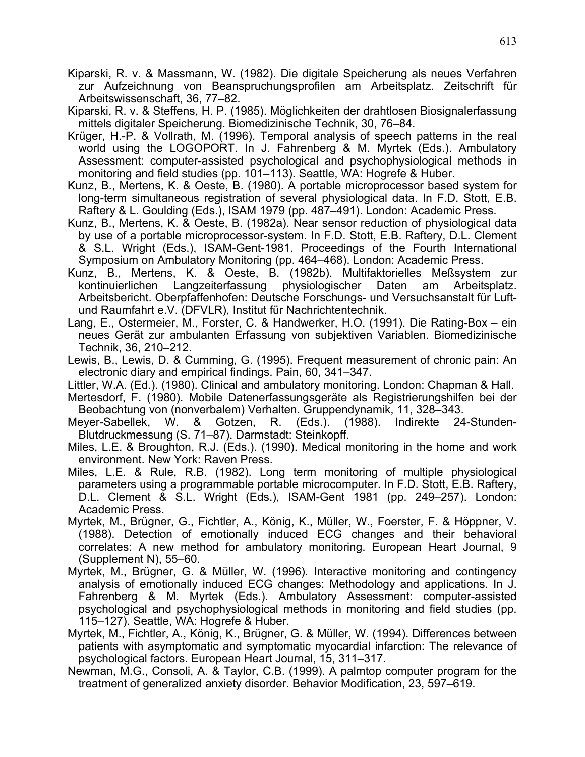Kiparski, R. v. & Massmann, W. (1982). Die digitale Speicherung als neues Verfahren zur Aufzeichnung von Beanspruchungsprofilen am Arbeitsplatz. Zeitschrift für Arbeitswissenschaft, 36, 77–82.

Kiparski, R. v. & Steffens, H. P. (1985). Möglichkeiten der drahtlosen Biosignalerfassung mittels digitaler Speicherung. Biomedizinische Technik, 30, 76–84.

Krüger, H.-P. & Vollrath, M. (1996). Temporal analysis of speech patterns in the real world using the LOGOPORT. In J. Fahrenberg & M. Myrtek (Eds.). Ambulatory Assessment: computer-assisted psychological and psychophysiological methods in monitoring and field studies (pp. 101–113). Seattle, WA: Hogrefe & Huber.

Kunz, B., Mertens, K. & Oeste, B. (1980). A portable microprocessor based system for long-term simultaneous registration of several physiological data. In F.D. Stott, E.B. Raftery & L. Goulding (Eds.), ISAM 1979 (pp. 487–491). London: Academic Press.

Kunz, B., Mertens, K. & Oeste, B. (1982a). Near sensor reduction of physiological data by use of a portable microprocessor-system. In F.D. Stott, E.B. Raftery, D.L. Clement & S.L. Wright (Eds.), ISAM-Gent-1981. Proceedings of the Fourth International Symposium on Ambulatory Monitoring (pp. 464–468). London: Academic Press.

Kunz, B., Mertens, K. & Oeste, B. (1982b). Multifaktorielles Meßsystem zur kontinuierlichen Langzeiterfassung physiologischer Daten am Arbeitsplatz. Arbeitsbericht. Oberpfaffenhofen: Deutsche Forschungs- und Versuchsanstalt für Luft- und Raumfahrt e.V. (DFVLR), Institut für Nachrichtentechnik.

Lang, E., Ostermeier, M., Forster, C. & Handwerker, H.O. (1991). Die Rating-Box – ein neues Gerät zur ambulanten Erfassung von subjektiven Variablen. Biomedizinische Technik, 36, 210–212.

Lewis, B., Lewis, D. & Cumming, G. (1995). Frequent measurement of chronic pain: An electronic diary and empirical findings. Pain, 60, 341–347.

Littler, W.A. (Ed.). (1980). Clinical and ambulatory monitoring. London: Chapman & Hall.

Mertesdorf, F. (1980). Mobile Datenerfassungsgeräte als Registrierungshilfen bei der Beobachtung von (nonverbalem) Verhalten. Gruppendynamik, 11, 328–343.

Meyer-Sabellek, W. & Gotzen, R. (Eds.). (1988). Indirekte 24-Stunden-Blutdruckmessung (S. 71–87). Darmstadt: Steinkopff.

Miles, L.E. & Broughton, R.J. (Eds.). (1990). Medical monitoring in the home and work environment. New York: Raven Press.

Miles, L.E. & Rule, R.B. (1982). Long term monitoring of multiple physiological parameters using a programmable portable microcomputer. In F.D. Stott, E.B. Raftery, D.L. Clement & S.L. Wright (Eds.), ISAM-Gent 1981 (pp. 249–257). London: Academic Press.

Myrtek, M., Brügner, G., Fichtler, A., König, K., Müller, W., Foerster, F. & Höppner, V. (1988). Detection of emotionally induced ECG changes and their behavioral correlates: A new method for ambulatory monitoring. European Heart Journal, 9 (Supplement N), 55–60.

Myrtek, M., Brügner, G. & Müller, W. (1996). Interactive monitoring and contingency analysis of emotionally induced ECG changes: Methodology and applications. In J. Fahrenberg & M. Myrtek (Eds.). Ambulatory Assessment: computer-assisted psychological and psychophysiological methods in monitoring and field studies (pp. 115–127). Seattle, WA: Hogrefe & Huber.

Myrtek, M., Fichtler, A., König, K., Brügner, G. & Müller, W. (1994). Differences between patients with asymptomatic and symptomatic myocardial infarction: The relevance of psychological factors. European Heart Journal, 15, 311–317.

Newman, M.G., Consoli, A. & Taylor, C.B. (1999). A palmtop computer program for the treatment of generalized anxiety disorder. Behavior Modification, 23, 597–619.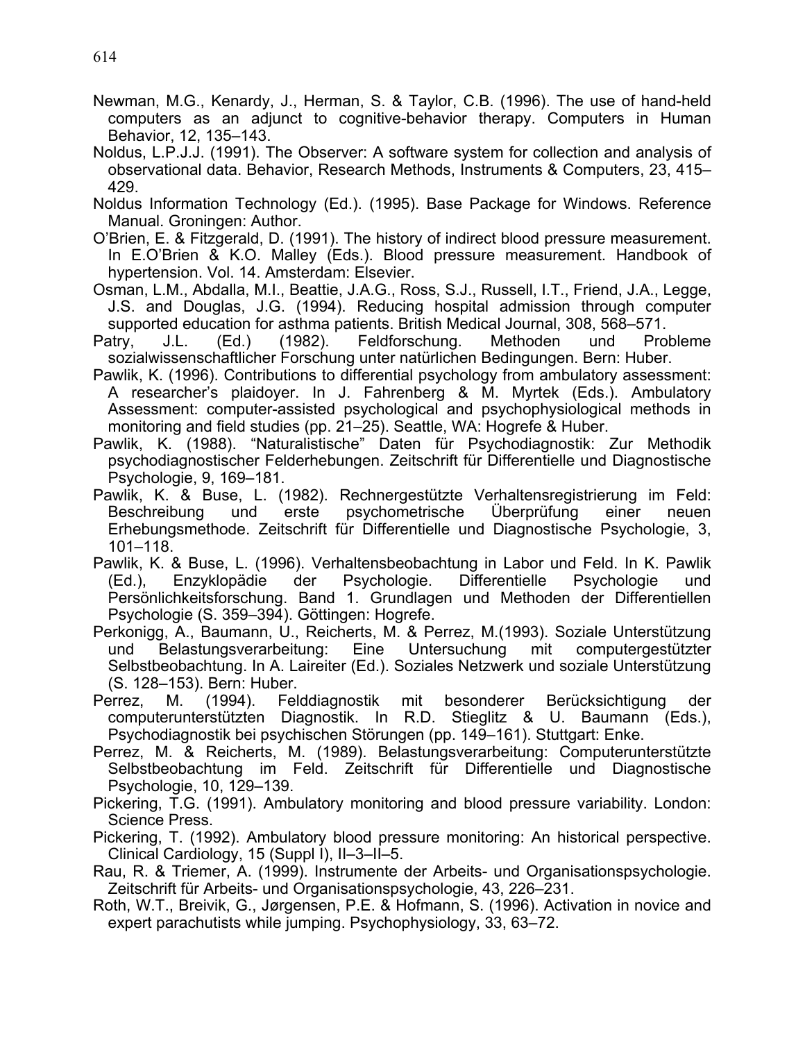Newman, M.G., Kenardy, J., Herman, S. & Taylor, C.B. (1996). The use of hand-held computers as an adjunct to cognitive-behavior therapy. Computers in Human Behavior, 12, 135–143.

Noldus, L.P.J.J. (1991). The Observer: A software system for collection and analysis of observational data. Behavior, Research Methods, Instruments & Computers, 23, 415–429.

Noldus Information Technology (Ed.). (1995). Base Package for Windows. Reference Manual. Groningen: Author.

O'Brien, E. & Fitzgerald, D. (1991). The history of indirect blood pressure measurement. In E.O'Brien & K.O. Malley (Eds.). Blood pressure measurement. Handbook of hypertension. Vol. 14. Amsterdam: Elsevier.

Osman, L.M., Abdalla, M.I., Beattie, J.A.G., Ross, S.J., Russell, I.T., Friend, J.A., Legge, J.S. and Douglas, J.G. (1994). Reducing hospital admission through computer supported education for asthma patients. British Medical Journal, 308, 568–571.

Patry, J.L. (Ed.) (1982). Feldforschung. Methoden und Probleme sozialwissenschaftlicher Forschung unter natürlichen Bedingungen. Bern: Huber.

Pawlik, K. (1996). Contributions to differential psychology from ambulatory assessment: A researcher's plaidoyer. In J. Fahrenberg & M. Myrtek (Eds.). Ambulatory Assessment: computer-assisted psychological and psychophysiological methods in monitoring and field studies (pp. 21–25). Seattle, WA: Hogrefe & Huber.

Pawlik, K. (1988). “Naturalistische” Daten für Psychodiagnostik: Zur Methodik psychodiagnostischer Felderhebungen. Zeitschrift für Differentielle und Diagnostische Psychologie, 9, 169–181.

Pawlik, K. & Buse, L. (1982). Rechnergestützte Verhaltensregistrierung im Feld: Beschreibung und erste psychometrische Überprüfung einer neuen Erhebungsmethode. Zeitschrift für Differentielle und Diagnostische Psychologie, 3, 101–118.

Pawlik, K. & Buse, L. (1996). Verhaltensbeobachtung in Labor und Feld. In K. Pawlik (Ed.), Enzyklopädie der Psychologie. Differentielle Psychologie und Persönlichkeitsforschung. Band 1. Grundlagen und Methoden der Differentiellen Psychologie (S. 359–394). Göttingen: Hogrefe.

Perkonigg, A., Baumann, U., Reicherts, M. & Perrez, M.(1993). Soziale Unterstützung und Belastungsverarbeitung: Eine Untersuchung mit computergestützter Selbstbeobachtung. In A. Laireiter (Ed.). Soziales Netzwerk und soziale Unterstützung (S. 128–153). Bern: Huber.

Perrez, M. (1994). Felddiagnostik mit besonderer Berücksichtigung der computerunterstützten Diagnostik. In R.D. Stieglitz & U. Baumann (Eds.), Psychodiagnostik bei psychischen Störungen (pp. 149–161). Stuttgart: Enke.

Perrez, M. & Reicherts, M. (1989). Belastungsverarbeitung: Computerunterstützte Selbstbeobachtung im Feld. Zeitschrift für Differentielle und Diagnostische Psychologie, 10, 129–139.

Pickering, T.G. (1991). Ambulatory monitoring and blood pressure variability. London: Science Press.

Pickering, T. (1992). Ambulatory blood pressure monitoring: An historical perspective. Clinical Cardiology, 15 (Suppl I), II–3–II–5.

Rau, R. & Triemer, A. (1999). Instrumente der Arbeits- und Organisationspsychologie. Zeitschrift für Arbeits- und Organisationspsychologie, 43, 226–231.

Roth, W.T., Breivik, G., Jørgensen, P.E. & Hofmann, S. (1996). Activation in novice and expert parachutists while jumping. Psychophysiology, 33, 63–72.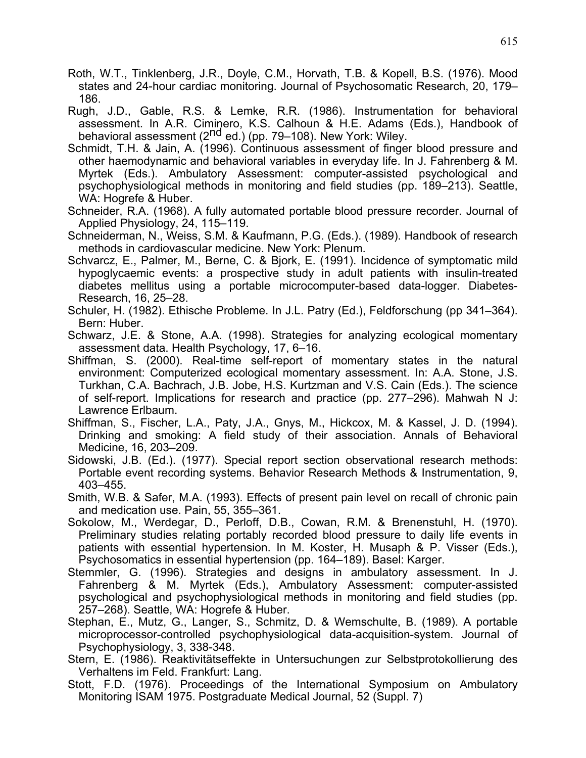Roth, W.T., Tinklenberg, J.R., Doyle, C.M., Horvath, T.B. & Kopell, B.S. (1976). Mood states and 24-hour cardiac monitoring. Journal of Psychosomatic Research, 20, 179–186.

Rugh, J.D., Gable, R.S. & Lemke, R.R. (1986). Instrumentation for behavioral assessment. In A.R. Ciminero, K.S. Calhoun & H.E. Adams (Eds.), Handbook of behavioral assessment (2nd ed.) (pp. 79–108). New York: Wiley.

Schmidt, T.H. & Jain, A. (1996). Continuous assessment of finger blood pressure and other haemodynamic and behavioral variables in everyday life. In J. Fahrenberg & M. Myrtek (Eds.). Ambulatory Assessment: computer-assisted psychological and psychophysiological methods in monitoring and field studies (pp. 189–213). Seattle, WA: Hogrefe & Huber.

Schneider, R.A. (1968). A fully automated portable blood pressure recorder. Journal of Applied Physiology, 24, 115–119.

Schneiderman, N., Weiss, S.M. & Kaufmann, P.G. (Eds.). (1989). Handbook of research methods in cardiovascular medicine. New York: Plenum.

Schvarcz, E., Palmer, M., Berne, C. & Bjork, E. (1991). Incidence of symptomatic mild hypoglycaemic events: a prospective study in adult patients with insulin-treated diabetes mellitus using a portable microcomputer-based data-logger. Diabetes-Research, 16, 25–28.

Schuler, H. (1982). Ethische Probleme. In J.L. Patry (Ed.), Feldforschung (pp 341–364). Bern: Huber.

Schwarz, J.E. & Stone, A.A. (1998). Strategies for analyzing ecological momentary assessment data. Health Psychology, 17, 6–16.

Shiffman, S. (2000). Real-time self-report of momentary states in the natural environment: Computerized ecological momentary assessment. In: A.A. Stone, J.S. Turkhan, C.A. Bachrach, J.B. Jobe, H.S. Kurtzman and V.S. Cain (Eds.). The science of self-report. Implications for research and practice (pp. 277–296). Mahwah N J: Lawrence Erlbaum.

Shiffman, S., Fischer, L.A., Paty, J.A., Gnys, M., Hickcox, M. & Kassel, J. D. (1994). Drinking and smoking: A field study of their association. Annals of Behavioral Medicine, 16, 203–209.

Sidowski, J.B. (Ed.). (1977). Special report section observational research methods: Portable event recording systems. Behavior Research Methods & Instrumentation, 9, 403–455.

Smith, W.B. & Safer, M.A. (1993). Effects of present pain level on recall of chronic pain and medication use. Pain, 55, 355–361.

Sokolow, M., Werdegar, D., Perloff, D.B., Cowan, R.M. & Brenenstuhl, H. (1970). Preliminary studies relating portably recorded blood pressure to daily life events in patients with essential hypertension. In M. Koster, H. Musaph & P. Visser (Eds.), Psychosomatics in essential hypertension (pp. 164–189). Basel: Karger.

Stemmler, G. (1996). Strategies and designs in ambulatory assessment. In J. Fahrenberg & M. Myrtek (Eds.), Ambulatory Assessment: computer-assisted psychological and psychophysiological methods in monitoring and field studies (pp. 257–268). Seattle, WA: Hogrefe & Huber.

Stephan, E., Mutz, G., Langer, S., Schmitz, D. & Wemschulte, B. (1989). A portable microprocessor-controlled psychophysiological data-acquisition-system. Journal of Psychophysiology, 3, 338-348.

Stern, E. (1986). Reaktivitätseffekte in Untersuchungen zur Selbstprotokollierung des Verhaltens im Feld. Frankfurt: Lang.

Stott, F.D. (1976). Proceedings of the International Symposium on Ambulatory Monitoring ISAM 1975. Postgraduate Medical Journal, 52 (Suppl. 7)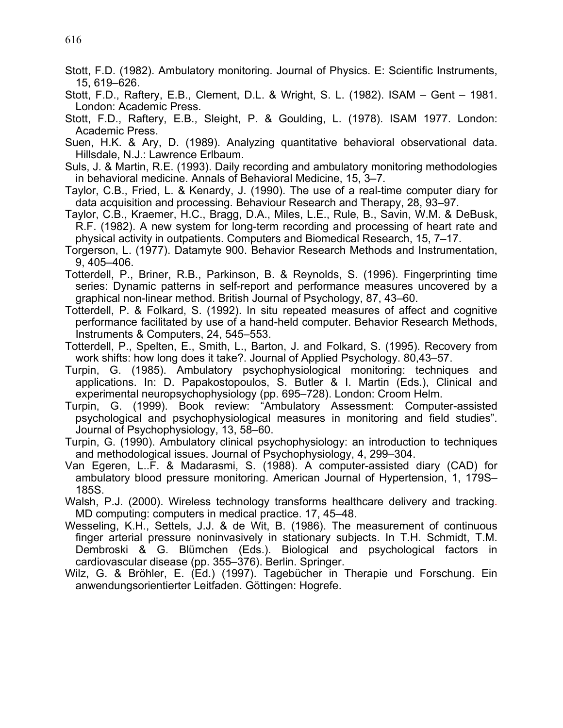Stott, F.D. (1982). Ambulatory monitoring. Journal of Physics. E: Scientific Instruments, 15, 619–626.

Stott, F.D., Raftery, E.B., Clement, D.L. & Wright, S. L. (1982). ISAM – Gent – 1981. London: Academic Press.

Stott, F.D., Raftery, E.B., Sleight, P. & Goulding, L. (1978). ISAM 1977. London: Academic Press.

Suen, H.K. & Ary, D. (1989). Analyzing quantitative behavioral observational data. Hillsdale, N.J.: Lawrence Erlbaum.

Suls, J. & Martin, R.E. (1993). Daily recording and ambulatory monitoring methodologies in behavioral medicine. Annals of Behavioral Medicine, 15, 3–7.

Taylor, C.B., Fried, L. & Kenardy, J. (1990). The use of a real-time computer diary for data acquisition and processing. Behaviour Research and Therapy, 28, 93–97.

Taylor, C.B., Kraemer, H.C., Bragg, D.A., Miles, L.E., Rule, B., Savin, W.M. & DeBusk, R.F. (1982). A new system for long-term recording and processing of heart rate and physical activity in outpatients. Computers and Biomedical Research, 15, 7–17.

Torgerson, L. (1977). Datamyte 900. Behavior Research Methods and Instrumentation, 9, 405–406.

Totterdell, P., Briner, R.B., Parkinson, B. & Reynolds, S. (1996). Fingerprinting time series: Dynamic patterns in self-report and performance measures uncovered by a graphical non-linear method. British Journal of Psychology, 87, 43–60.

Totterdell, P. & Folkard, S. (1992). In situ repeated measures of affect and cognitive performance facilitated by use of a hand-held computer. Behavior Research Methods, Instruments & Computers, 24, 545–553.

Totterdell, P., Spelten, E., Smith, L., Barton, J. and Folkard, S. (1995). Recovery from work shifts: how long does it take?. Journal of Applied Psychology. 80,43–57.

Turpin, G. (1985). Ambulatory psychophysiological monitoring: techniques and applications. In: D. Papakostopoulos, S. Butler & I. Martin (Eds.), Clinical and experimental neuropsychophysiology (pp. 695–728). London: Croom Helm.

Turpin, G. (1999). Book review: "Ambulatory Assessment: Computer-assisted psychological and psychophysiological measures in monitoring and field studies". Journal of Psychophysiology, 13, 58–60.

Turpin, G. (1990). Ambulatory clinical psychophysiology: an introduction to techniques and methodological issues. Journal of Psychophysiology, 4, 299–304.

Van Egeren, L..F. & Madarasmi, S. (1988). A computer-assisted diary (CAD) for ambulatory blood pressure monitoring. American Journal of Hypertension, 1, 179S–185S.

Walsh, P.J. (2000). Wireless technology transforms healthcare delivery and tracking. MD computing: computers in medical practice. 17, 45–48.

Wesseling, K.H., Settels, J.J. & de Wit, B. (1986). The measurement of continuous finger arterial pressure noninvasively in stationary subjects. In T.H. Schmidt, T.M. Dembroski & G. Blümchen (Eds.). Biological and psychological factors in cardiovascular disease (pp. 355–376). Berlin. Springer.

Wilz, G. & Bröhler, E. (Ed.) (1997). Tagebücher in Therapie und Forschung. Ein anwendungsorientierter Leitfaden. Göttingen: Hogrefe.